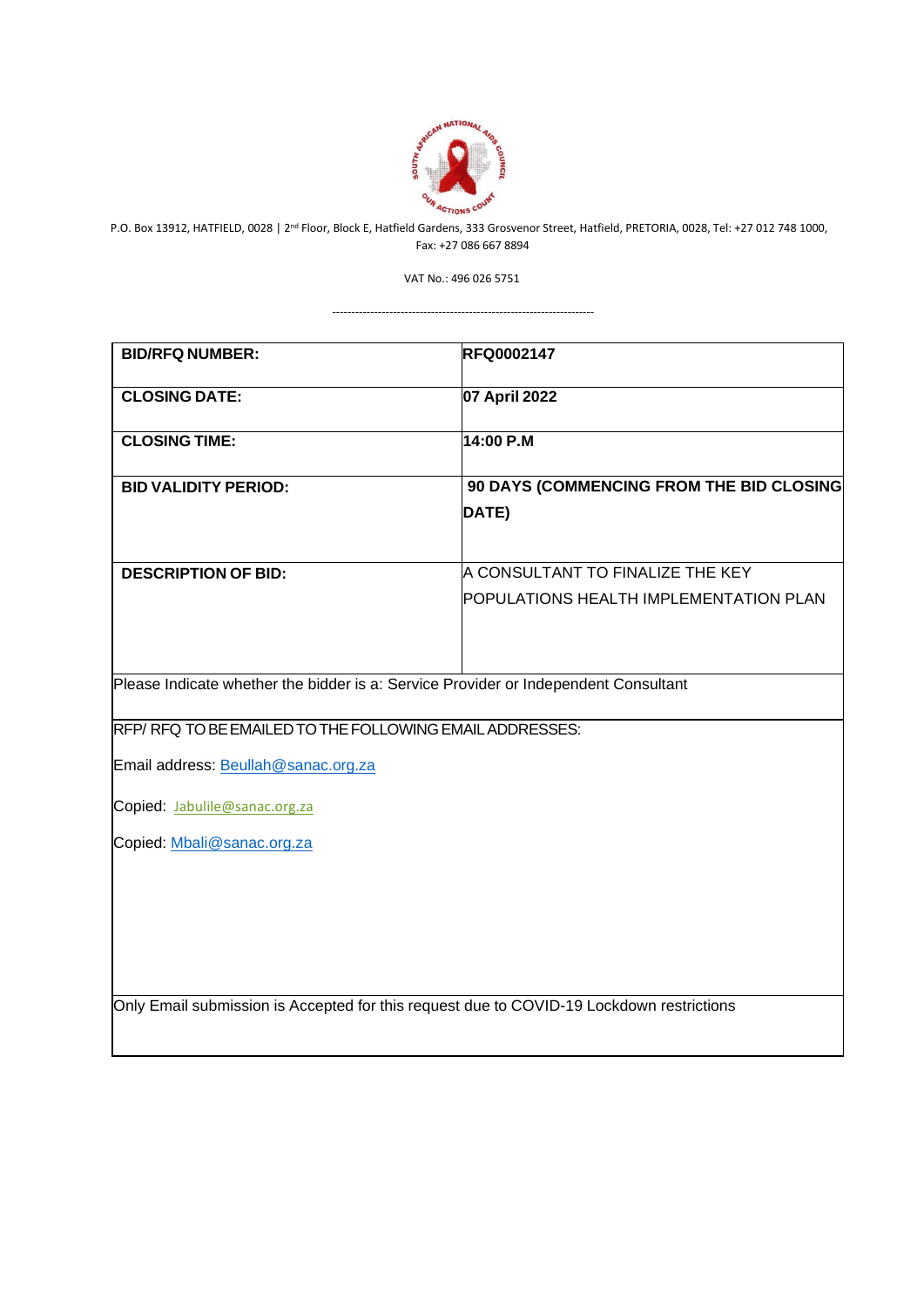P.O. Box 13912, HATFIELD, 0028 | 2nd Floor, Block E, Hatfield Gardens, 333 Grosvenor Street, Hatfield, PRETORIA, 0028, Tel: +27 012 748 1000, Fax: +27 086 667 8894

VAT No.: 496 026 5751

---

| | |
|---|---|
| **BID/RFQ NUMBER:** | **RFQ0002147** |
| **CLOSING DATE:** | **07 April 2022** |
| **CLOSING TIME:** | **14:00 P.M** |
| **BID VALIDITY PERIOD:** | **90 DAYS (COMMENCING FROM THE BID CLOSING DATE)** |
| **DESCRIPTION OF BID:** | A CONSULTANT TO FINALIZE THE KEY POPULATIONS HEALTH IMPLEMENTATION PLAN |
| Please Indicate whether the bidder is a: Service Provider or Independent Consultant | |
| RFP/ RFQ TO BE EMAILED TO THE FOLLOWING EMAIL ADDRESSES:<br><br>Email address: Beullah@sanac.org.za<br><br>Copied: Jabulile@sanac.org.za<br><br>Copied: Mbali@sanac.org.za | |
| Only Email submission is Accepted for this request due to COVID-19 Lockdown restrictions | |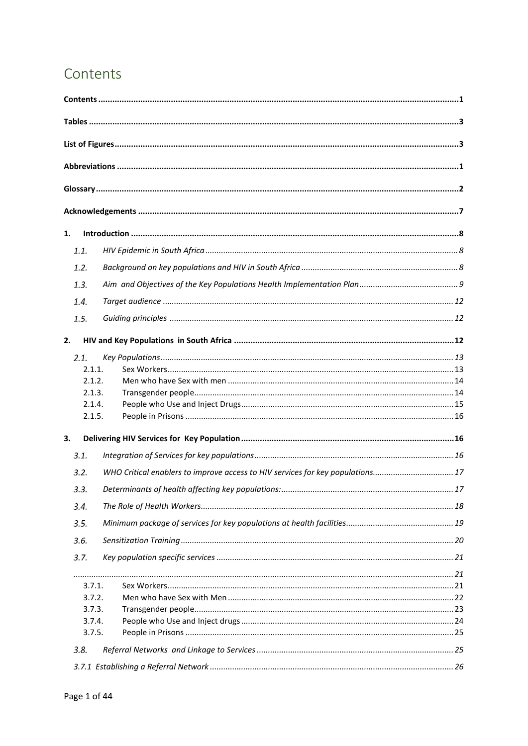# Contents

**Contents** ........................................................................................................................................1

**Tables** ..............................................................................................................................................3

**List of Figures** .................................................................................................................................3

**Abbreviations** ..................................................................................................................................1

**Glossary** ..........................................................................................................................................2

**Acknowledgements** ........................................................................................................................7

**1. Introduction** ................................................................................................................................8

- *1.1. HIV Epidemic in South Africa* ...............................................................................................8
- *1.2. Background on key populations and HIV in South Africa* ....................................................8
- *1.3. Aim and Objectives of the Key Populations Health Implementation Plan* ...........................9
- *1.4. Target audience* ..................................................................................................................12
- *1.5. Guiding principles* ..............................................................................................................12

**2. HIV and Key Populations in South Africa** ...................................................................................12

- *2.1. Key Populations* ..................................................................................................................13
  - 2.1.1. Sex Workers ...................................................................................................................13
  - 2.1.2. Men who have Sex with men .........................................................................................14
  - 2.1.3. Transgender people ........................................................................................................14
  - 2.1.4. People who Use and Inject Drugs ...................................................................................15
  - 2.1.5. People in Prisons ............................................................................................................16

**3. Delivering HIV Services for Key Population** ................................................................................16

- *3.1. Integration of Services for key populations* ........................................................................16
- *3.2. WHO Critical enablers to improve access to HIV services for key populations* .................17
- *3.3. Determinants of health affecting key populations:* ............................................................17
- *3.4. The Role of Health Workers* ................................................................................................18
- *3.5. Minimum package of services for key populations at health facilities* ..............................19
- *3.6. Sensitization Training* .........................................................................................................20
- *3.7. Key population specific services* ........................................................................................21

....................................................................................................................................................21

  - 3.7.1. Sex Workers ...................................................................................................................21
  - 3.7.2. Men who have Sex with Men .........................................................................................22
  - 3.7.3. Transgender people ........................................................................................................23
  - 3.7.4. People who Use and Inject drugs ...................................................................................24
  - 3.7.5. People in Prisons ............................................................................................................25

- *3.8. Referral Networks and Linkage to Services* .......................................................................25
- *3.7.1 Establishing a Referral Network* ..........................................................................................26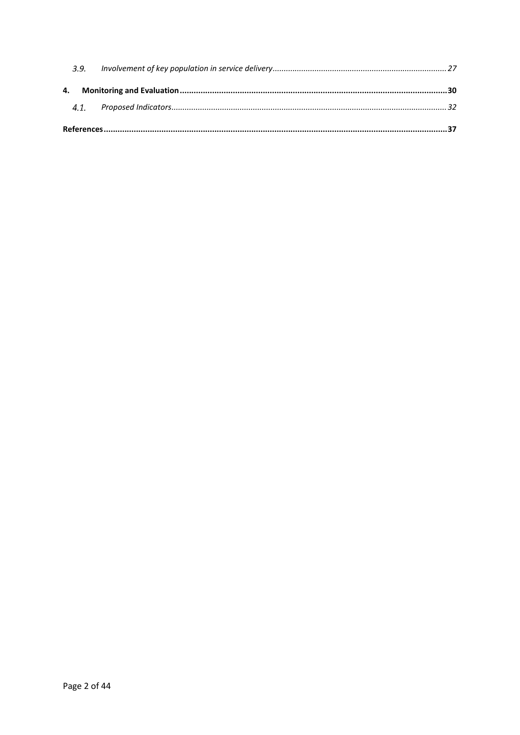3.9. *Involvement of key population in service delivery*............................................................................27

**4. Monitoring and Evaluation**...................................................................................................................30

4.1. *Proposed Indicators*..........................................................................................................................32

**References**...........................................................................................................................................37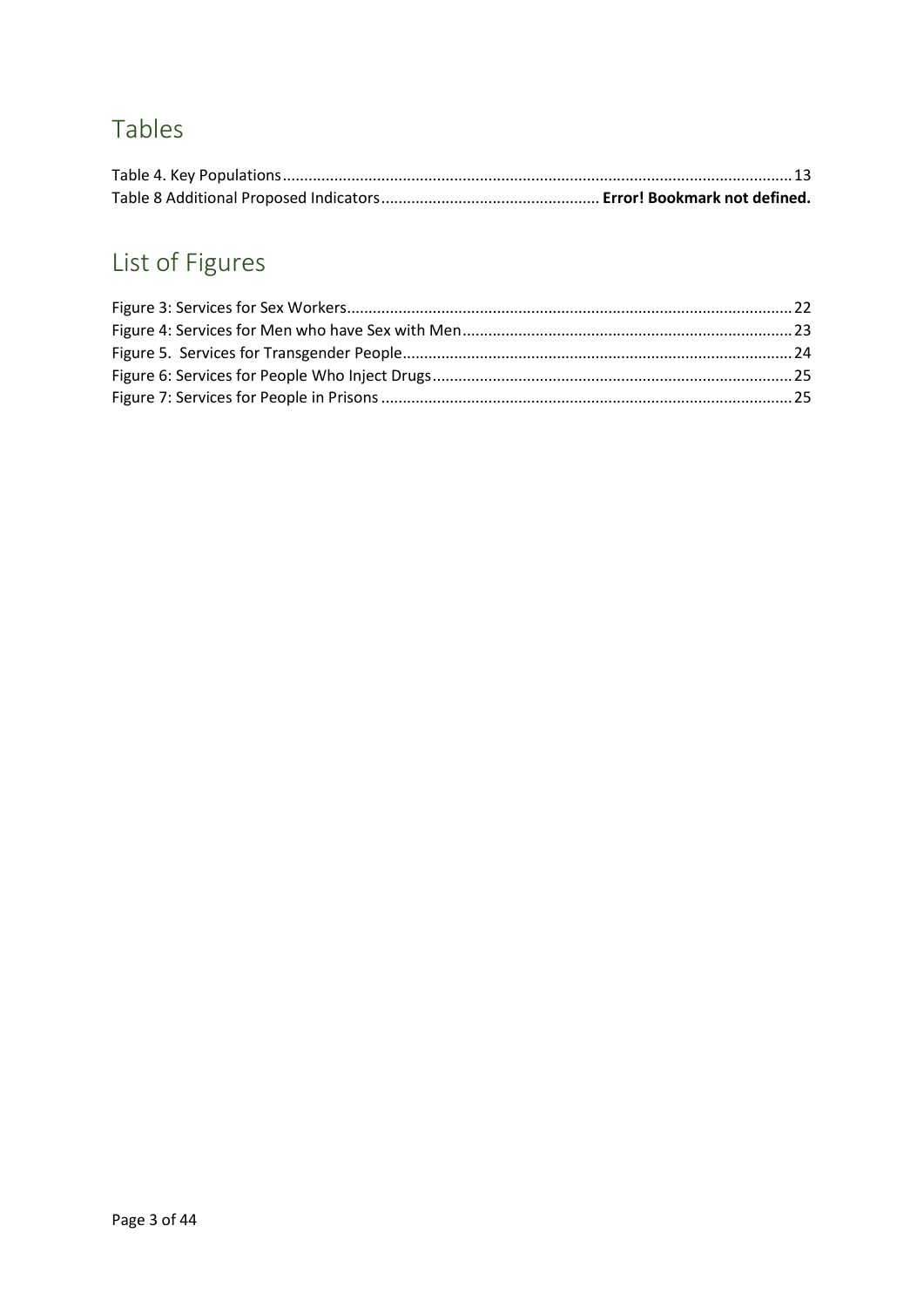## Tables

Table 4. Key Populations......................................................................................................................13
Table 8 Additional Proposed Indicators.................................................. **Error! Bookmark not defined.**

## List of Figures

Figure 3: Services for Sex Workers.......................................................................................................22
Figure 4: Services for Men who have Sex with Men............................................................................23
Figure 5. Services for Transgender People..........................................................................................24
Figure 6: Services for People Who Inject Drugs...................................................................................25
Figure 7: Services for People in Prisons...............................................................................................25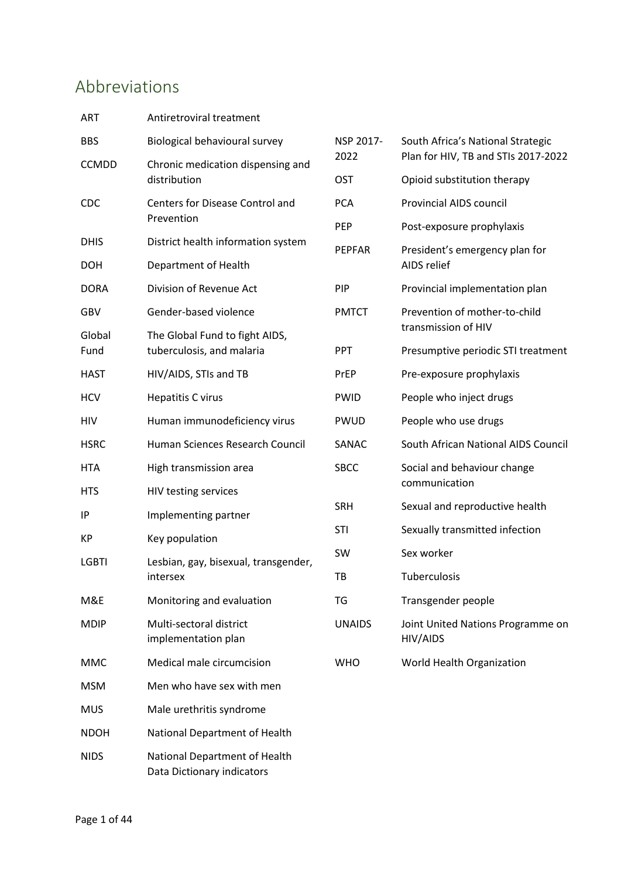# Abbreviations

| | |
|---|---|
| ART | Antiretroviral treatment |
| BBS | Biological behavioural survey |
| CCMDD | Chronic medication dispensing and distribution |
| CDC | Centers for Disease Control and Prevention |
| DHIS | District health information system |
| DOH | Department of Health |
| DORA | Division of Revenue Act |
| GBV | Gender-based violence |
| Global Fund | The Global Fund to fight AIDS, tuberculosis, and malaria |
| HAST | HIV/AIDS, STIs and TB |
| HCV | Hepatitis C virus |
| HIV | Human immunodeficiency virus |
| HSRC | Human Sciences Research Council |
| HTA | High transmission area |
| HTS | HIV testing services |
| IP | Implementing partner |
| KP | Key population |
| LGBTI | Lesbian, gay, bisexual, transgender, intersex |
| M&E | Monitoring and evaluation |
| MDIP | Multi-sectoral district implementation plan |
| MMC | Medical male circumcision |
| MSM | Men who have sex with men |
| MUS | Male urethritis syndrome |
| NDOH | National Department of Health |
| NIDS | National Department of Health Data Dictionary indicators |
| NSP 2017-2022 | South Africa's National Strategic Plan for HIV, TB and STIs 2017-2022 |
| OST | Opioid substitution therapy |
| PCA | Provincial AIDS council |
| PEP | Post-exposure prophylaxis |
| PEPFAR | President's emergency plan for AIDS relief |
| PIP | Provincial implementation plan |
| PMTCT | Prevention of mother-to-child transmission of HIV |
| PPT | Presumptive periodic STI treatment |
| PrEP | Pre-exposure prophylaxis |
| PWID | People who inject drugs |
| PWUD | People who use drugs |
| SANAC | South African National AIDS Council |
| SBCC | Social and behaviour change communication |
| SRH | Sexual and reproductive health |
| STI | Sexually transmitted infection |
| SW | Sex worker |
| TB | Tuberculosis |
| TG | Transgender people |
| UNAIDS | Joint United Nations Programme on HIV/AIDS |
| WHO | World Health Organization |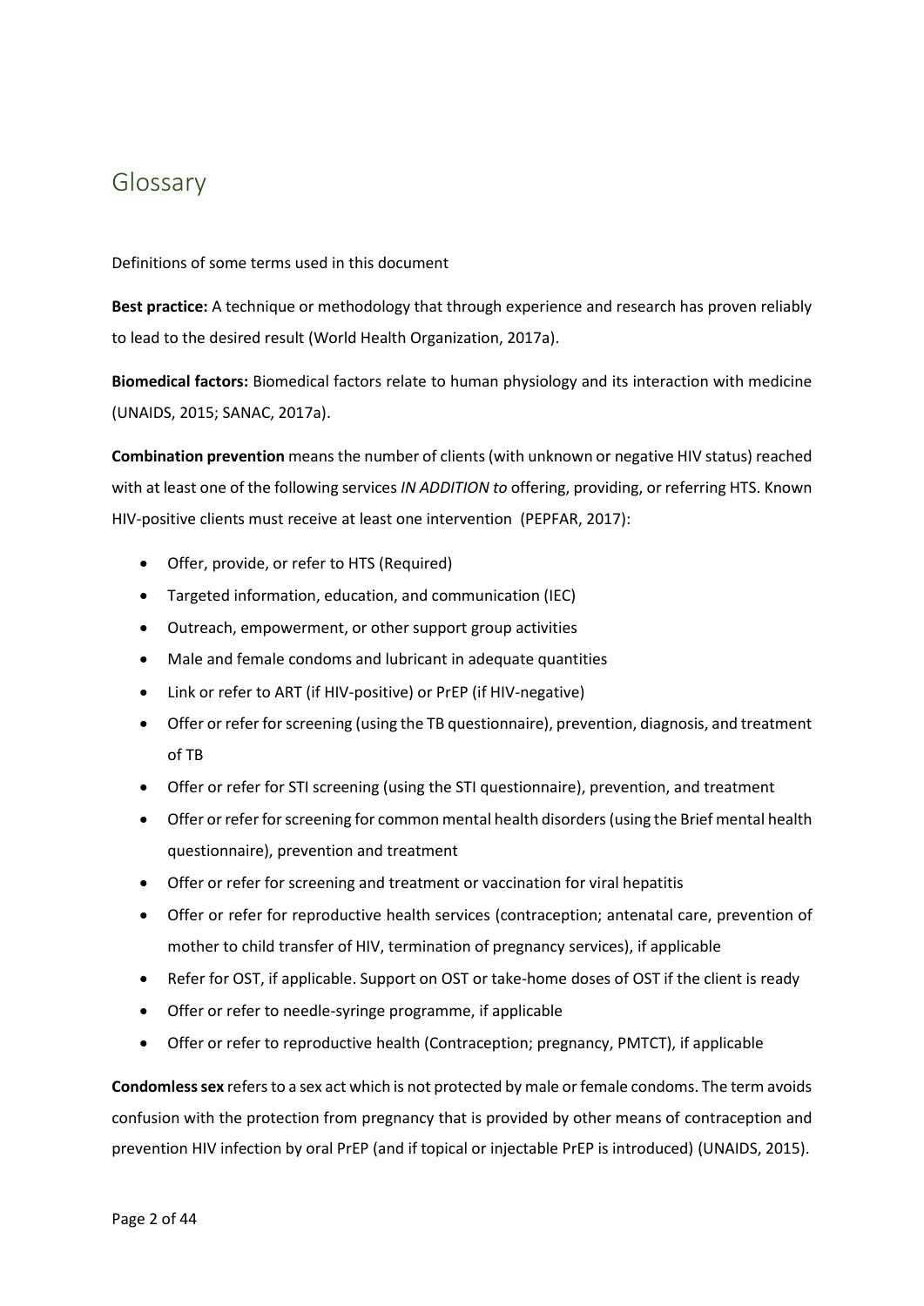# Glossary

Definitions of some terms used in this document

**Best practice:** A technique or methodology that through experience and research has proven reliably to lead to the desired result (World Health Organization, 2017a).

**Biomedical factors:** Biomedical factors relate to human physiology and its interaction with medicine (UNAIDS, 2015; SANAC, 2017a).

**Combination prevention** means the number of clients (with unknown or negative HIV status) reached with at least one of the following services *IN ADDITION to* offering, providing, or referring HTS. Known HIV-positive clients must receive at least one intervention (PEPFAR, 2017):

- Offer, provide, or refer to HTS (Required)
- Targeted information, education, and communication (IEC)
- Outreach, empowerment, or other support group activities
- Male and female condoms and lubricant in adequate quantities
- Link or refer to ART (if HIV-positive) or PrEP (if HIV-negative)
- Offer or refer for screening (using the TB questionnaire), prevention, diagnosis, and treatment of TB
- Offer or refer for STI screening (using the STI questionnaire), prevention, and treatment
- Offer or refer for screening for common mental health disorders (using the Brief mental health questionnaire), prevention and treatment
- Offer or refer for screening and treatment or vaccination for viral hepatitis
- Offer or refer for reproductive health services (contraception; antenatal care, prevention of mother to child transfer of HIV, termination of pregnancy services), if applicable
- Refer for OST, if applicable. Support on OST or take-home doses of OST if the client is ready
- Offer or refer to needle-syringe programme, if applicable
- Offer or refer to reproductive health (Contraception; pregnancy, PMTCT), if applicable

**Condomless sex** refers to a sex act which is not protected by male or female condoms. The term avoids confusion with the protection from pregnancy that is provided by other means of contraception and prevention HIV infection by oral PrEP (and if topical or injectable PrEP is introduced) (UNAIDS, 2015).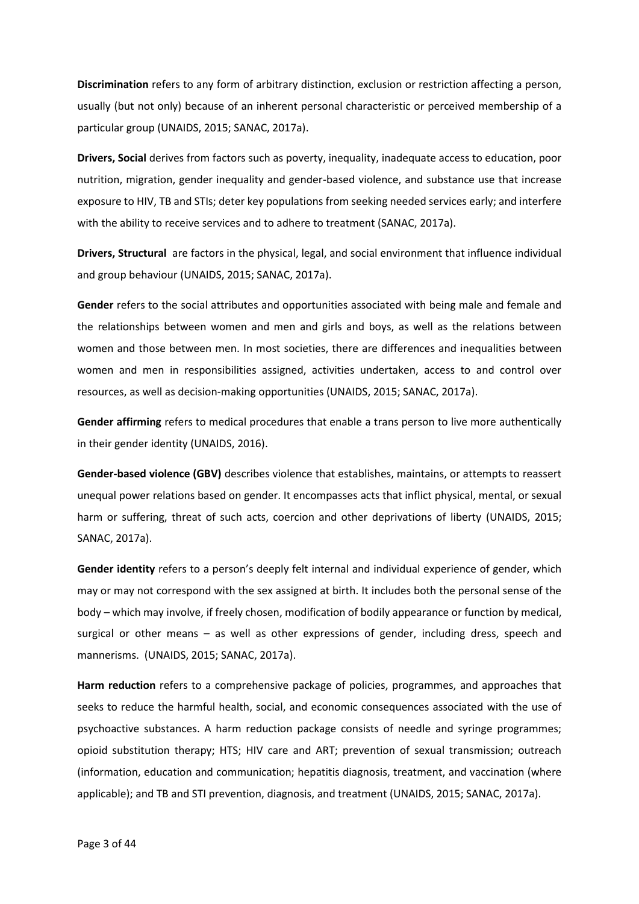**Discrimination** refers to any form of arbitrary distinction, exclusion or restriction affecting a person, usually (but not only) because of an inherent personal characteristic or perceived membership of a particular group (UNAIDS, 2015; SANAC, 2017a).

**Drivers, Social** derives from factors such as poverty, inequality, inadequate access to education, poor nutrition, migration, gender inequality and gender-based violence, and substance use that increase exposure to HIV, TB and STIs; deter key populations from seeking needed services early; and interfere with the ability to receive services and to adhere to treatment (SANAC, 2017a).

**Drivers, Structural** are factors in the physical, legal, and social environment that influence individual and group behaviour (UNAIDS, 2015; SANAC, 2017a).

**Gender** refers to the social attributes and opportunities associated with being male and female and the relationships between women and men and girls and boys, as well as the relations between women and those between men. In most societies, there are differences and inequalities between women and men in responsibilities assigned, activities undertaken, access to and control over resources, as well as decision-making opportunities (UNAIDS, 2015; SANAC, 2017a).

**Gender affirming** refers to medical procedures that enable a trans person to live more authentically in their gender identity (UNAIDS, 2016).

**Gender-based violence (GBV)** describes violence that establishes, maintains, or attempts to reassert unequal power relations based on gender. It encompasses acts that inflict physical, mental, or sexual harm or suffering, threat of such acts, coercion and other deprivations of liberty (UNAIDS, 2015; SANAC, 2017a).

**Gender identity** refers to a person's deeply felt internal and individual experience of gender, which may or may not correspond with the sex assigned at birth. It includes both the personal sense of the body – which may involve, if freely chosen, modification of bodily appearance or function by medical, surgical or other means – as well as other expressions of gender, including dress, speech and mannerisms. (UNAIDS, 2015; SANAC, 2017a).

**Harm reduction** refers to a comprehensive package of policies, programmes, and approaches that seeks to reduce the harmful health, social, and economic consequences associated with the use of psychoactive substances. A harm reduction package consists of needle and syringe programmes; opioid substitution therapy; HTS; HIV care and ART; prevention of sexual transmission; outreach (information, education and communication; hepatitis diagnosis, treatment, and vaccination (where applicable); and TB and STI prevention, diagnosis, and treatment (UNAIDS, 2015; SANAC, 2017a).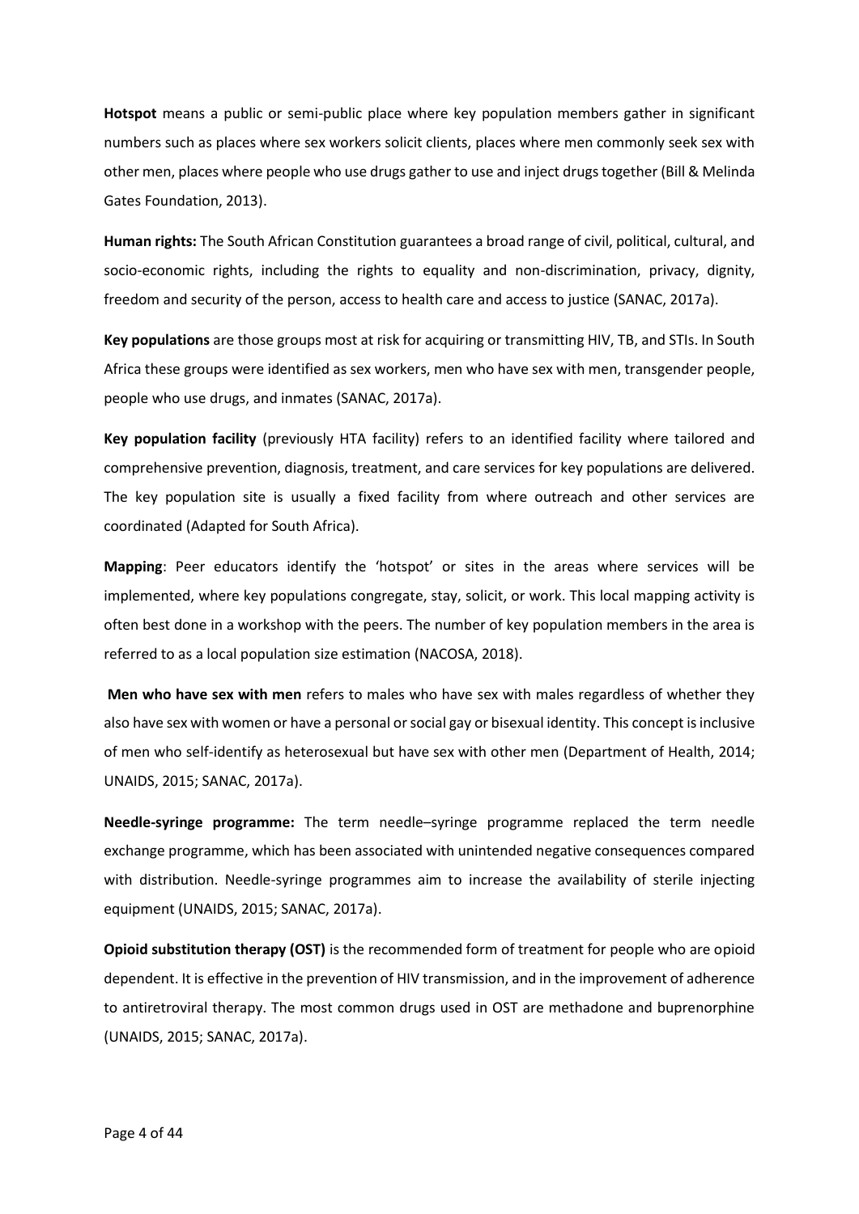**Hotspot** means a public or semi-public place where key population members gather in significant numbers such as places where sex workers solicit clients, places where men commonly seek sex with other men, places where people who use drugs gather to use and inject drugs together (Bill & Melinda Gates Foundation, 2013).

**Human rights:** The South African Constitution guarantees a broad range of civil, political, cultural, and socio-economic rights, including the rights to equality and non-discrimination, privacy, dignity, freedom and security of the person, access to health care and access to justice (SANAC, 2017a).

**Key populations** are those groups most at risk for acquiring or transmitting HIV, TB, and STIs. In South Africa these groups were identified as sex workers, men who have sex with men, transgender people, people who use drugs, and inmates (SANAC, 2017a).

**Key population facility** (previously HTA facility) refers to an identified facility where tailored and comprehensive prevention, diagnosis, treatment, and care services for key populations are delivered. The key population site is usually a fixed facility from where outreach and other services are coordinated (Adapted for South Africa).

**Mapping**: Peer educators identify the 'hotspot' or sites in the areas where services will be implemented, where key populations congregate, stay, solicit, or work. This local mapping activity is often best done in a workshop with the peers. The number of key population members in the area is referred to as a local population size estimation (NACOSA, 2018).

**Men who have sex with men** refers to males who have sex with males regardless of whether they also have sex with women or have a personal or social gay or bisexual identity. This concept is inclusive of men who self-identify as heterosexual but have sex with other men (Department of Health, 2014; UNAIDS, 2015; SANAC, 2017a).

**Needle-syringe programme:** The term needle–syringe programme replaced the term needle exchange programme, which has been associated with unintended negative consequences compared with distribution. Needle-syringe programmes aim to increase the availability of sterile injecting equipment (UNAIDS, 2015; SANAC, 2017a).

**Opioid substitution therapy (OST)** is the recommended form of treatment for people who are opioid dependent. It is effective in the prevention of HIV transmission, and in the improvement of adherence to antiretroviral therapy. The most common drugs used in OST are methadone and buprenorphine (UNAIDS, 2015; SANAC, 2017a).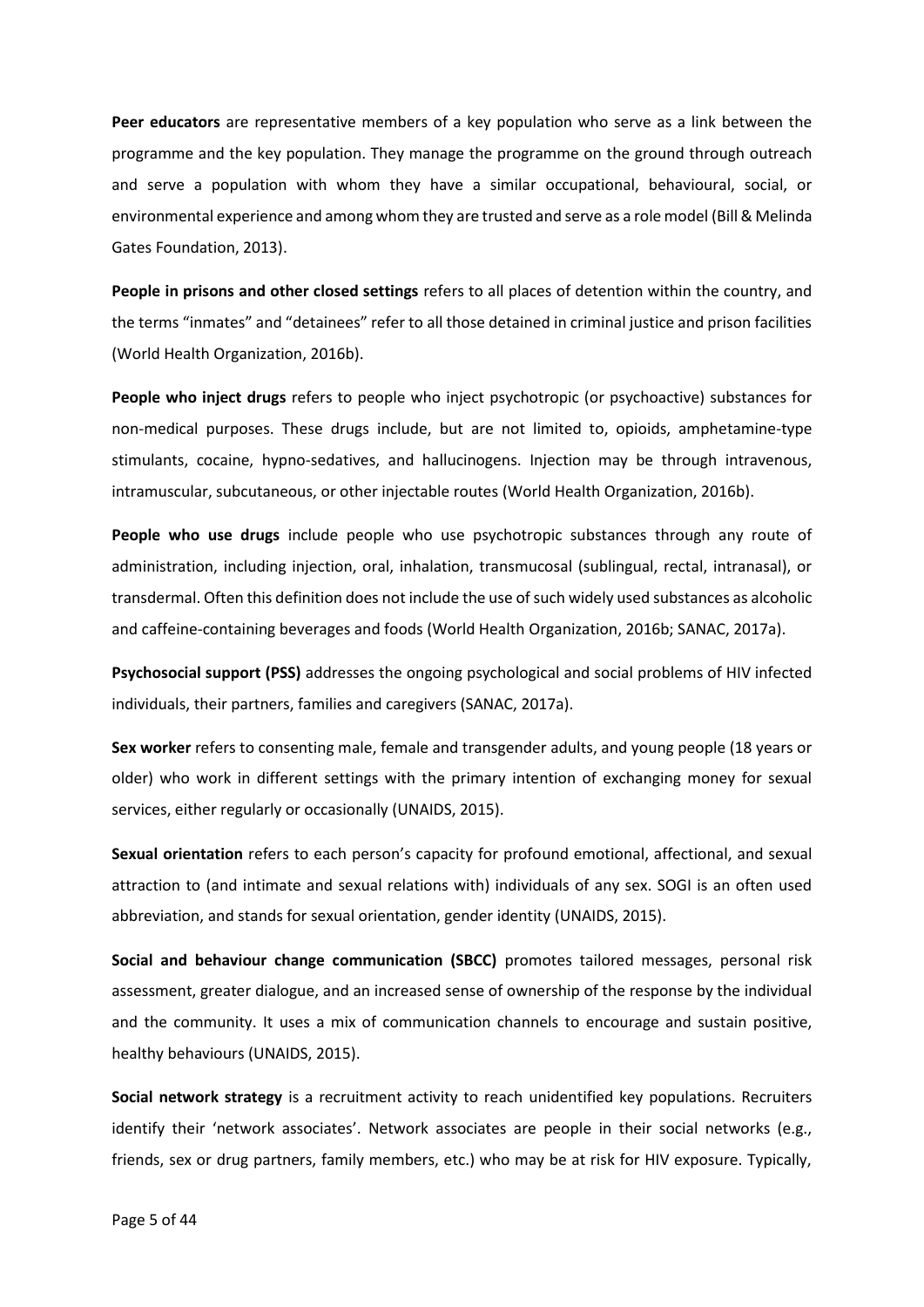**Peer educators** are representative members of a key population who serve as a link between the programme and the key population. They manage the programme on the ground through outreach and serve a population with whom they have a similar occupational, behavioural, social, or environmental experience and among whom they are trusted and serve as a role model (Bill & Melinda Gates Foundation, 2013).

**People in prisons and other closed settings** refers to all places of detention within the country, and the terms "inmates" and "detainees" refer to all those detained in criminal justice and prison facilities (World Health Organization, 2016b).

**People who inject drugs** refers to people who inject psychotropic (or psychoactive) substances for non-medical purposes. These drugs include, but are not limited to, opioids, amphetamine-type stimulants, cocaine, hypno-sedatives, and hallucinogens. Injection may be through intravenous, intramuscular, subcutaneous, or other injectable routes (World Health Organization, 2016b).

**People who use drugs** include people who use psychotropic substances through any route of administration, including injection, oral, inhalation, transmucosal (sublingual, rectal, intranasal), or transdermal. Often this definition does not include the use of such widely used substances as alcoholic and caffeine-containing beverages and foods (World Health Organization, 2016b; SANAC, 2017a).

**Psychosocial support (PSS)** addresses the ongoing psychological and social problems of HIV infected individuals, their partners, families and caregivers (SANAC, 2017a).

**Sex worker** refers to consenting male, female and transgender adults, and young people (18 years or older) who work in different settings with the primary intention of exchanging money for sexual services, either regularly or occasionally (UNAIDS, 2015).

**Sexual orientation** refers to each person's capacity for profound emotional, affectional, and sexual attraction to (and intimate and sexual relations with) individuals of any sex. SOGI is an often used abbreviation, and stands for sexual orientation, gender identity (UNAIDS, 2015).

**Social and behaviour change communication (SBCC)** promotes tailored messages, personal risk assessment, greater dialogue, and an increased sense of ownership of the response by the individual and the community. It uses a mix of communication channels to encourage and sustain positive, healthy behaviours (UNAIDS, 2015).

**Social network strategy** is a recruitment activity to reach unidentified key populations. Recruiters identify their 'network associates'. Network associates are people in their social networks (e.g., friends, sex or drug partners, family members, etc.) who may be at risk for HIV exposure. Typically,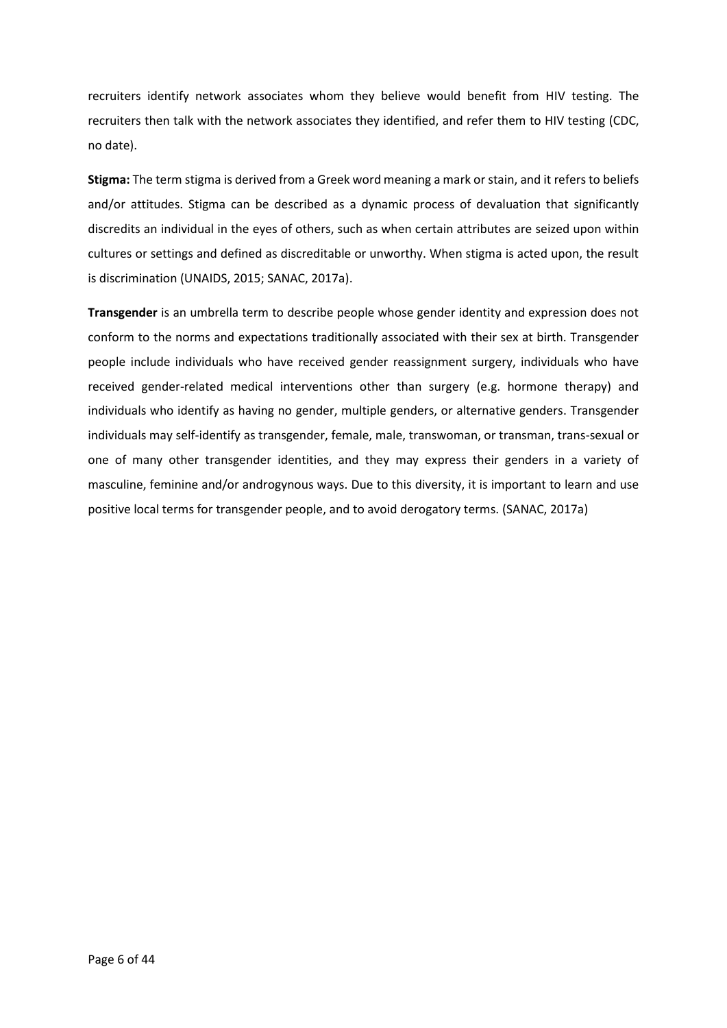recruiters identify network associates whom they believe would benefit from HIV testing. The recruiters then talk with the network associates they identified, and refer them to HIV testing (CDC, no date).

**Stigma:** The term stigma is derived from a Greek word meaning a mark or stain, and it refers to beliefs and/or attitudes. Stigma can be described as a dynamic process of devaluation that significantly discredits an individual in the eyes of others, such as when certain attributes are seized upon within cultures or settings and defined as discreditable or unworthy. When stigma is acted upon, the result is discrimination (UNAIDS, 2015; SANAC, 2017a).

**Transgender** is an umbrella term to describe people whose gender identity and expression does not conform to the norms and expectations traditionally associated with their sex at birth. Transgender people include individuals who have received gender reassignment surgery, individuals who have received gender-related medical interventions other than surgery (e.g. hormone therapy) and individuals who identify as having no gender, multiple genders, or alternative genders. Transgender individuals may self-identify as transgender, female, male, transwoman, or transman, trans-sexual or one of many other transgender identities, and they may express their genders in a variety of masculine, feminine and/or androgynous ways. Due to this diversity, it is important to learn and use positive local terms for transgender people, and to avoid derogatory terms. (SANAC, 2017a)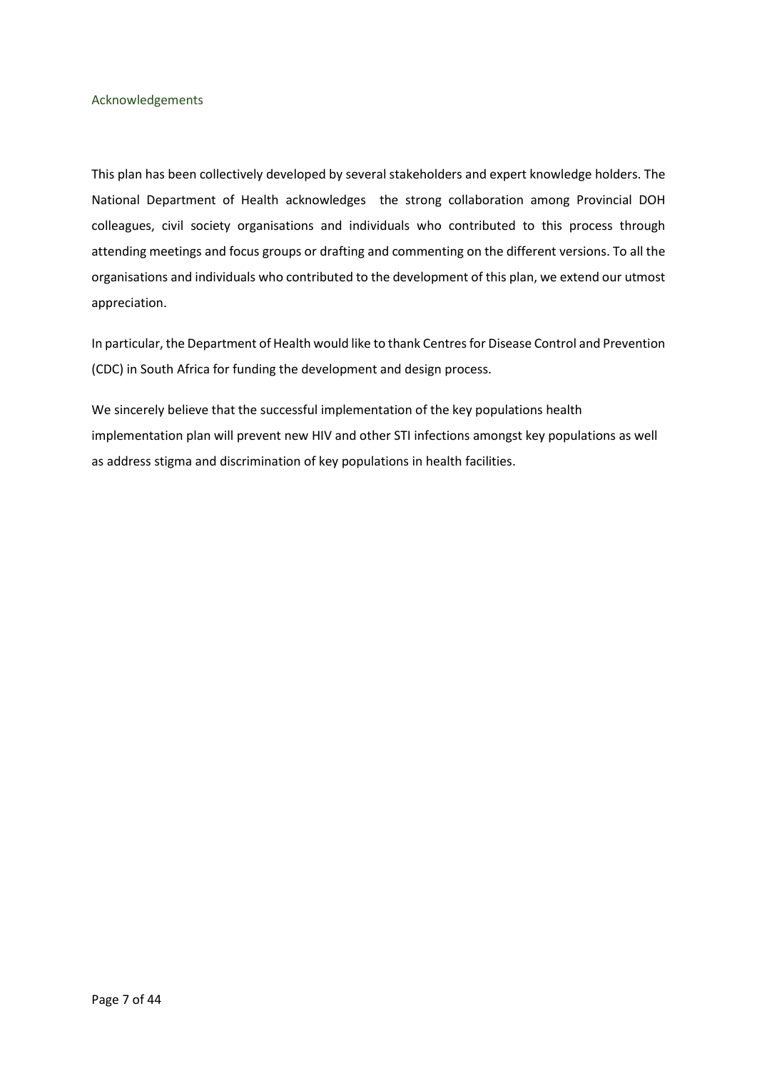## Acknowledgements

This plan has been collectively developed by several stakeholders and expert knowledge holders. The National Department of Health acknowledges the strong collaboration among Provincial DOH colleagues, civil society organisations and individuals who contributed to this process through attending meetings and focus groups or drafting and commenting on the different versions. To all the organisations and individuals who contributed to the development of this plan, we extend our utmost appreciation.

In particular, the Department of Health would like to thank Centres for Disease Control and Prevention (CDC) in South Africa for funding the development and design process.

We sincerely believe that the successful implementation of the key populations health implementation plan will prevent new HIV and other STI infections amongst key populations as well as address stigma and discrimination of key populations in health facilities.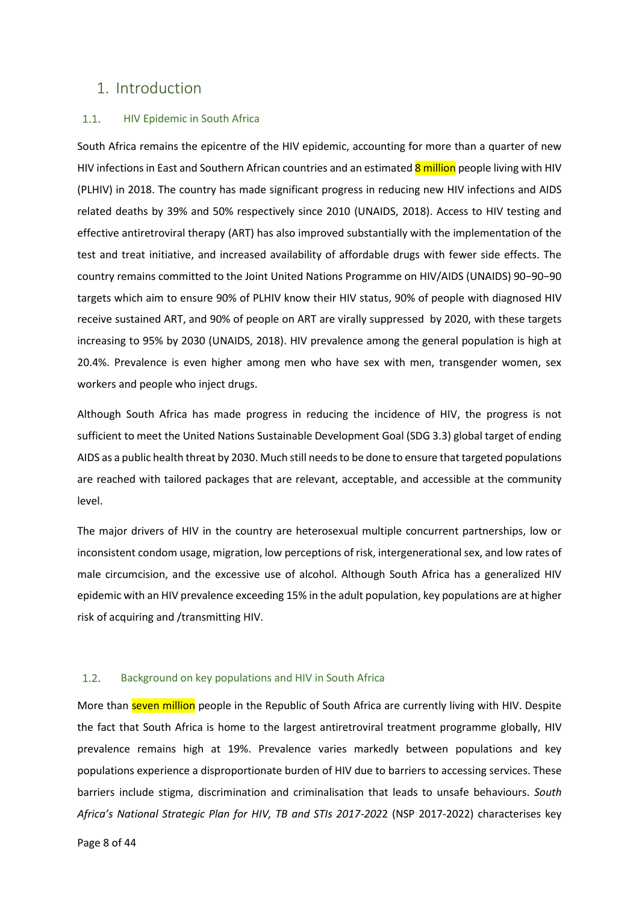# 1. Introduction

## 1.1. HIV Epidemic in South Africa

South Africa remains the epicentre of the HIV epidemic, accounting for more than a quarter of new HIV infections in East and Southern African countries and an estimated 8 million people living with HIV (PLHIV) in 2018. The country has made significant progress in reducing new HIV infections and AIDS related deaths by 39% and 50% respectively since 2010 (UNAIDS, 2018). Access to HIV testing and effective antiretroviral therapy (ART) has also improved substantially with the implementation of the test and treat initiative, and increased availability of affordable drugs with fewer side effects. The country remains committed to the Joint United Nations Programme on HIV/AIDS (UNAIDS) 90−90−90 targets which aim to ensure 90% of PLHIV know their HIV status, 90% of people with diagnosed HIV receive sustained ART, and 90% of people on ART are virally suppressed by 2020, with these targets increasing to 95% by 2030 (UNAIDS, 2018). HIV prevalence among the general population is high at 20.4%. Prevalence is even higher among men who have sex with men, transgender women, sex workers and people who inject drugs.

Although South Africa has made progress in reducing the incidence of HIV, the progress is not sufficient to meet the United Nations Sustainable Development Goal (SDG 3.3) global target of ending AIDS as a public health threat by 2030. Much still needs to be done to ensure that targeted populations are reached with tailored packages that are relevant, acceptable, and accessible at the community level.

The major drivers of HIV in the country are heterosexual multiple concurrent partnerships, low or inconsistent condom usage, migration, low perceptions of risk, intergenerational sex, and low rates of male circumcision, and the excessive use of alcohol. Although South Africa has a generalized HIV epidemic with an HIV prevalence exceeding 15% in the adult population, key populations are at higher risk of acquiring and /transmitting HIV.

## 1.2. Background on key populations and HIV in South Africa

More than seven million people in the Republic of South Africa are currently living with HIV. Despite the fact that South Africa is home to the largest antiretroviral treatment programme globally, HIV prevalence remains high at 19%. Prevalence varies markedly between populations and key populations experience a disproportionate burden of HIV due to barriers to accessing services. These barriers include stigma, discrimination and criminalisation that leads to unsafe behaviours. *South Africa's National Strategic Plan for HIV, TB and STIs 2017-202*2 (NSP 2017-2022) characterises key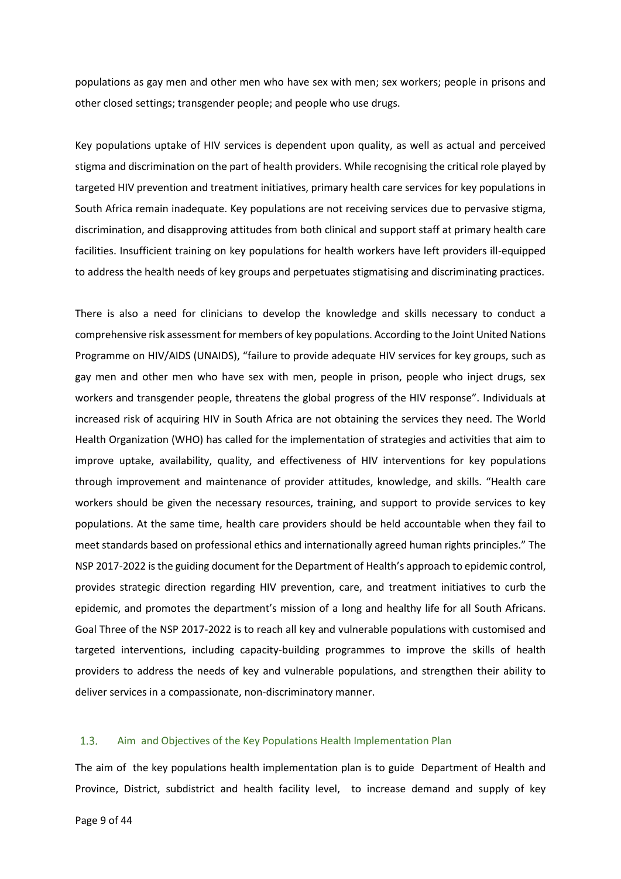populations as gay men and other men who have sex with men; sex workers; people in prisons and other closed settings; transgender people; and people who use drugs.

Key populations uptake of HIV services is dependent upon quality, as well as actual and perceived stigma and discrimination on the part of health providers. While recognising the critical role played by targeted HIV prevention and treatment initiatives, primary health care services for key populations in South Africa remain inadequate. Key populations are not receiving services due to pervasive stigma, discrimination, and disapproving attitudes from both clinical and support staff at primary health care facilities. Insufficient training on key populations for health workers have left providers ill-equipped to address the health needs of key groups and perpetuates stigmatising and discriminating practices.

There is also a need for clinicians to develop the knowledge and skills necessary to conduct a comprehensive risk assessment for members of key populations. According to the Joint United Nations Programme on HIV/AIDS (UNAIDS), "failure to provide adequate HIV services for key groups, such as gay men and other men who have sex with men, people in prison, people who inject drugs, sex workers and transgender people, threatens the global progress of the HIV response". Individuals at increased risk of acquiring HIV in South Africa are not obtaining the services they need. The World Health Organization (WHO) has called for the implementation of strategies and activities that aim to improve uptake, availability, quality, and effectiveness of HIV interventions for key populations through improvement and maintenance of provider attitudes, knowledge, and skills. "Health care workers should be given the necessary resources, training, and support to provide services to key populations. At the same time, health care providers should be held accountable when they fail to meet standards based on professional ethics and internationally agreed human rights principles." The NSP 2017-2022 is the guiding document for the Department of Health's approach to epidemic control, provides strategic direction regarding HIV prevention, care, and treatment initiatives to curb the epidemic, and promotes the department's mission of a long and healthy life for all South Africans. Goal Three of the NSP 2017-2022 is to reach all key and vulnerable populations with customised and targeted interventions, including capacity-building programmes to improve the skills of health providers to address the needs of key and vulnerable populations, and strengthen their ability to deliver services in a compassionate, non-discriminatory manner.

### 1.3. Aim and Objectives of the Key Populations Health Implementation Plan

The aim of the key populations health implementation plan is to guide Department of Health and Province, District, subdistrict and health facility level, to increase demand and supply of key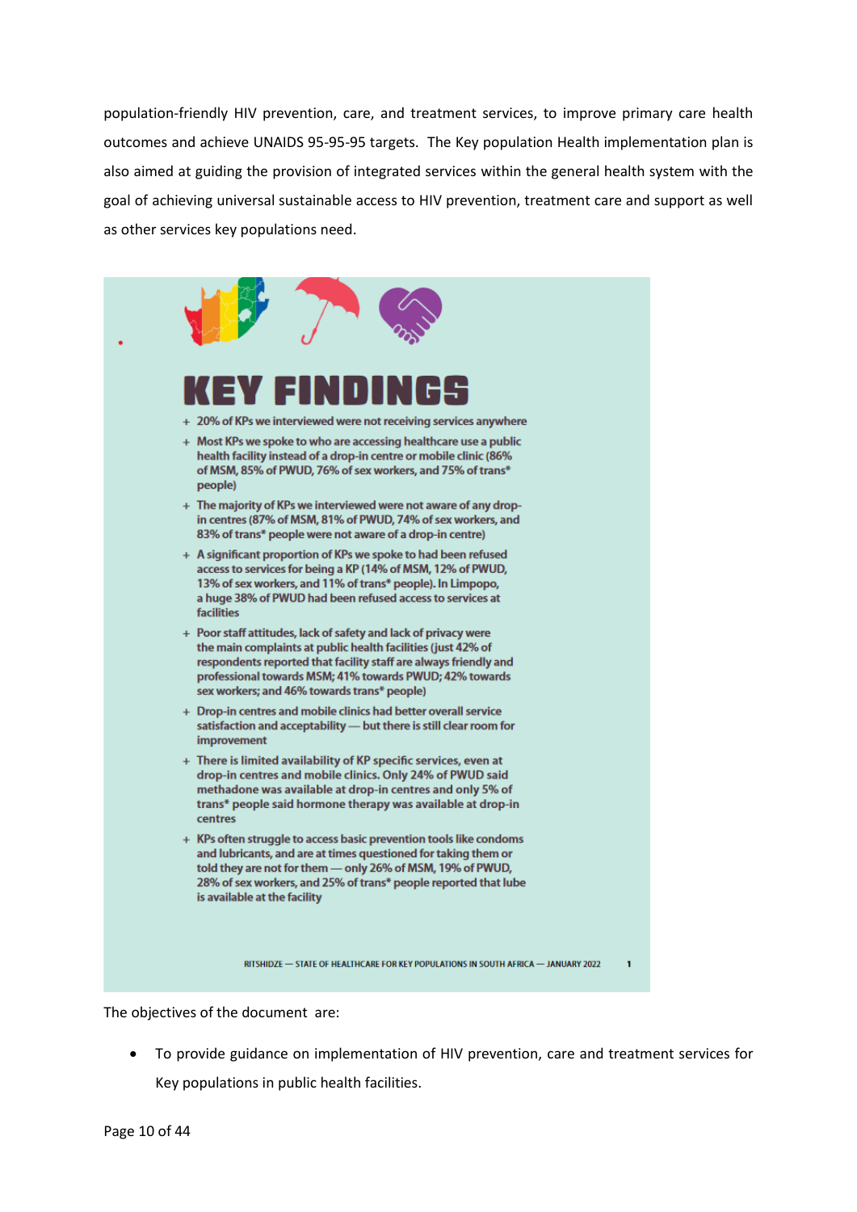population-friendly HIV prevention, care, and treatment services, to improve primary care health outcomes and achieve UNAIDS 95-95-95 targets. The Key population Health implementation plan is also aimed at guiding the provision of integrated services within the general health system with the goal of achieving universal sustainable access to HIV prevention, treatment care and support as well as other services key populations need.

## KEY FINDINGS

- 20% of KPs we interviewed were not receiving services anywhere
- Most KPs we spoke to who are accessing healthcare use a public health facility instead of a drop-in centre or mobile clinic (86% of MSM, 85% of PWUD, 76% of sex workers, and 75% of trans* people)
- The majority of KPs we interviewed were not aware of any drop-in centres (87% of MSM, 81% of PWUD, 74% of sex workers, and 83% of trans* people were not aware of a drop-in centre)
- A significant proportion of KPs we spoke to had been refused access to services for being a KP (14% of MSM, 12% of PWUD, 13% of sex workers, and 11% of trans* people). In Limpopo, a huge 38% of PWUD had been refused access to services at facilities
- Poor staff attitudes, lack of safety and lack of privacy were the main complaints at public health facilities (just 42% of respondents reported that facility staff are always friendly and professional towards MSM; 41% towards PWUD; 42% towards sex workers; and 46% towards trans* people)
- Drop-in centres and mobile clinics had better overall service satisfaction and acceptability — but there is still clear room for improvement
- There is limited availability of KP specific services, even at drop-in centres and mobile clinics. Only 24% of PWUD said methadone was available at drop-in centres and only 5% of trans* people said hormone therapy was available at drop-in centres
- KPs often struggle to access basic prevention tools like condoms and lubricants, and are at times questioned for taking them or told they are not for them — only 26% of MSM, 19% of PWUD, 28% of sex workers, and 25% of trans* people reported that lube is available at the facility

RITSHIDZE — STATE OF HEALTHCARE FOR KEY POPULATIONS IN SOUTH AFRICA — JANUARY 2022

The objectives of the document are:

- To provide guidance on implementation of HIV prevention, care and treatment services for Key populations in public health facilities.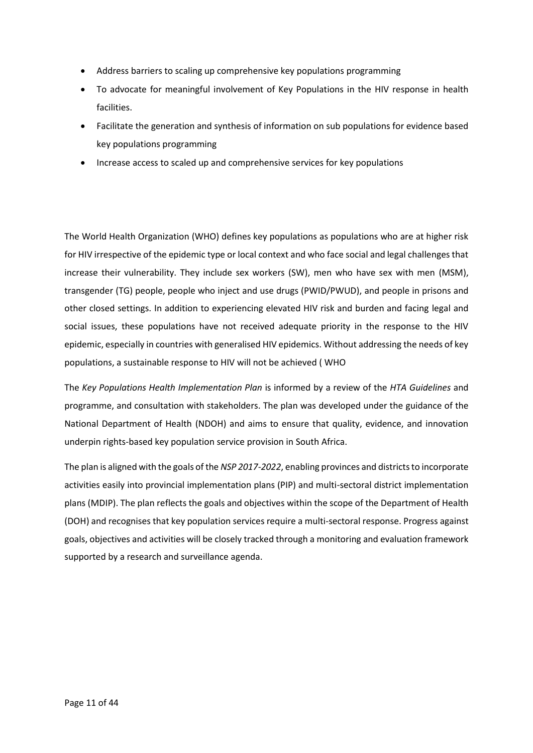- Address barriers to scaling up comprehensive key populations programming
- To advocate for meaningful involvement of Key Populations in the HIV response in health facilities.
- Facilitate the generation and synthesis of information on sub populations for evidence based key populations programming
- Increase access to scaled up and comprehensive services for key populations

The World Health Organization (WHO) defines key populations as populations who are at higher risk for HIV irrespective of the epidemic type or local context and who face social and legal challenges that increase their vulnerability. They include sex workers (SW), men who have sex with men (MSM), transgender (TG) people, people who inject and use drugs (PWID/PWUD), and people in prisons and other closed settings. In addition to experiencing elevated HIV risk and burden and facing legal and social issues, these populations have not received adequate priority in the response to the HIV epidemic, especially in countries with generalised HIV epidemics. Without addressing the needs of key populations, a sustainable response to HIV will not be achieved ( WHO

The *Key Populations Health Implementation Plan* is informed by a review of the *HTA Guidelines* and programme, and consultation with stakeholders. The plan was developed under the guidance of the National Department of Health (NDOH) and aims to ensure that quality, evidence, and innovation underpin rights-based key population service provision in South Africa.

The plan is aligned with the goals of the *NSP 2017-2022*, enabling provinces and districts to incorporate activities easily into provincial implementation plans (PIP) and multi-sectoral district implementation plans (MDIP). The plan reflects the goals and objectives within the scope of the Department of Health (DOH) and recognises that key population services require a multi-sectoral response. Progress against goals, objectives and activities will be closely tracked through a monitoring and evaluation framework supported by a research and surveillance agenda.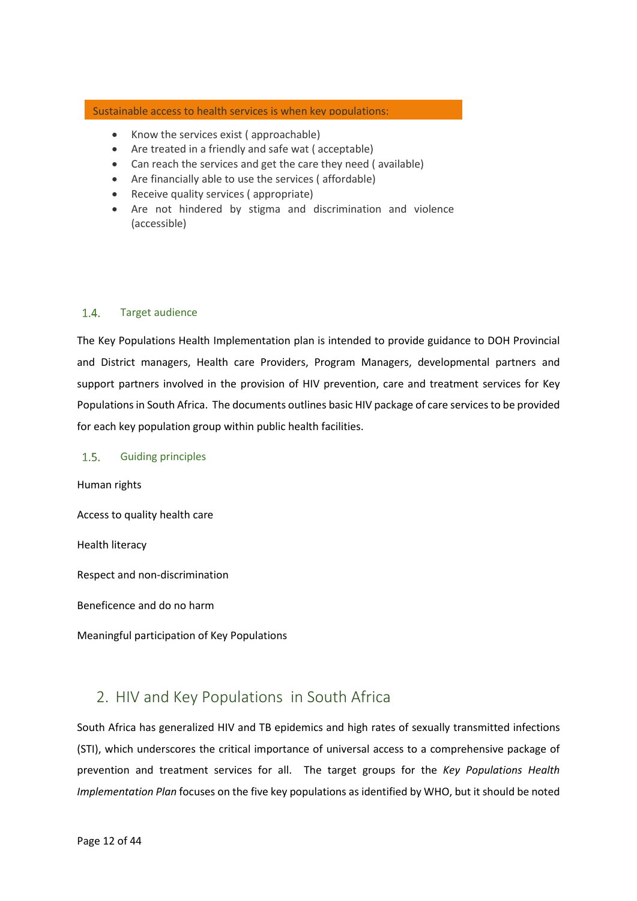**Sustainable access to health services is when key populations:**

- Know the services exist ( approachable)
- Are treated in a friendly and safe wat ( acceptable)
- Can reach the services and get the care they need ( available)
- Are financially able to use the services ( affordable)
- Receive quality services ( appropriate)
- Are not hindered by stigma and discrimination and violence (accessible)

### 1.4. Target audience

The Key Populations Health Implementation plan is intended to provide guidance to DOH Provincial and District managers, Health care Providers, Program Managers, developmental partners and support partners involved in the provision of HIV prevention, care and treatment services for Key Populations in South Africa. The documents outlines basic HIV package of care services to be provided for each key population group within public health facilities.

### 1.5. Guiding principles

Human rights

Access to quality health care

Health literacy

Respect and non-discrimination

Beneficence and do no harm

Meaningful participation of Key Populations

## 2. HIV and Key Populations in South Africa

South Africa has generalized HIV and TB epidemics and high rates of sexually transmitted infections (STI), which underscores the critical importance of universal access to a comprehensive package of prevention and treatment services for all. The target groups for the *Key Populations Health Implementation Plan* focuses on the five key populations as identified by WHO, but it should be noted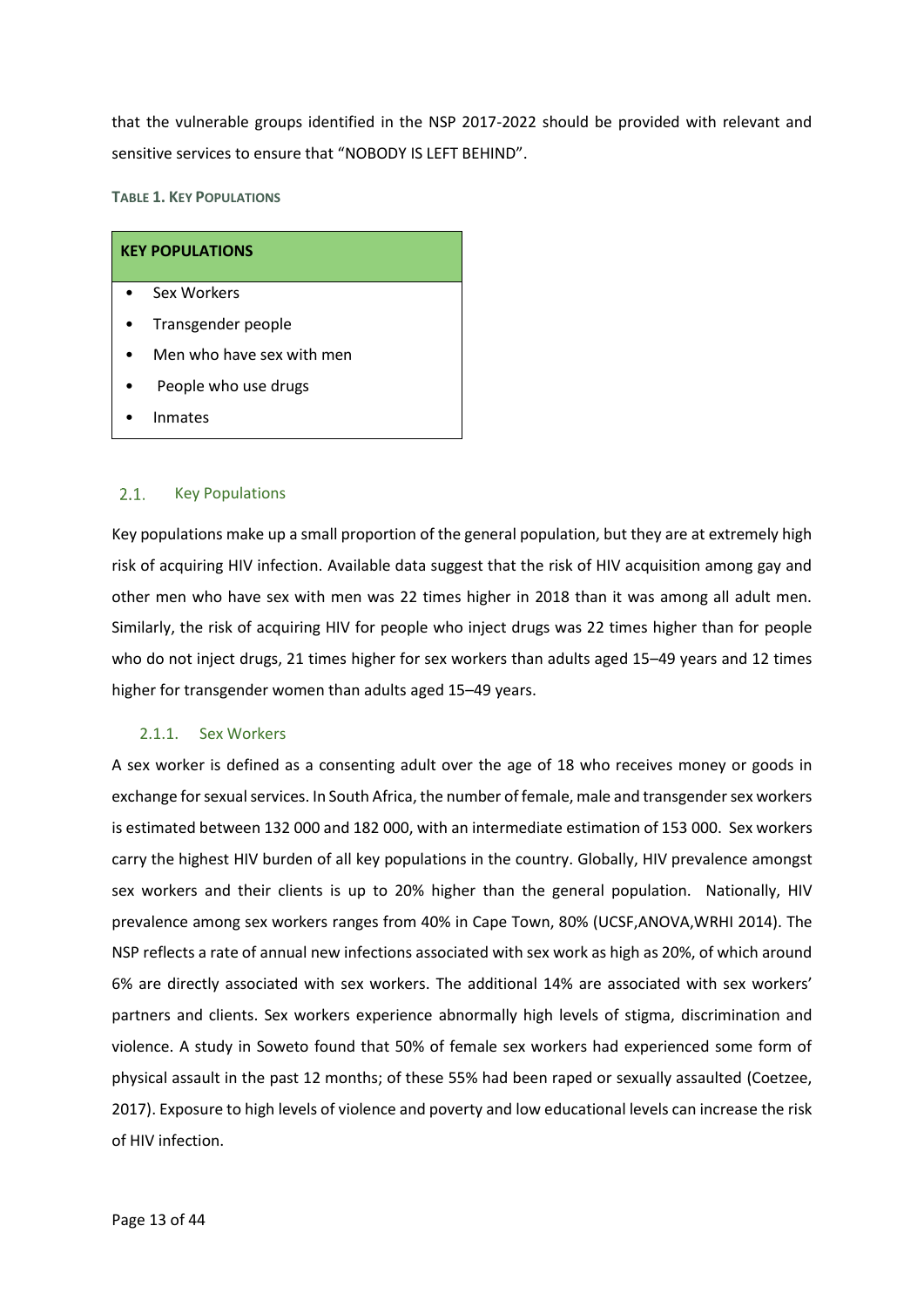that the vulnerable groups identified in the NSP 2017-2022 should be provided with relevant and sensitive services to ensure that "NOBODY IS LEFT BEHIND".

**TABLE 1. KEY POPULATIONS**

| **KEY POPULATIONS** |
| --- |
| • Sex Workers<br>• Transgender people<br>• Men who have sex with men<br>• People who use drugs<br>• Inmates |

### 2.1. Key Populations

Key populations make up a small proportion of the general population, but they are at extremely high risk of acquiring HIV infection. Available data suggest that the risk of HIV acquisition among gay and other men who have sex with men was 22 times higher in 2018 than it was among all adult men. Similarly, the risk of acquiring HIV for people who inject drugs was 22 times higher than for people who do not inject drugs, 21 times higher for sex workers than adults aged 15–49 years and 12 times higher for transgender women than adults aged 15–49 years.

#### 2.1.1. Sex Workers

A sex worker is defined as a consenting adult over the age of 18 who receives money or goods in exchange for sexual services. In South Africa, the number of female, male and transgender sex workers is estimated between 132 000 and 182 000, with an intermediate estimation of 153 000. Sex workers carry the highest HIV burden of all key populations in the country. Globally, HIV prevalence amongst sex workers and their clients is up to 20% higher than the general population. Nationally, HIV prevalence among sex workers ranges from 40% in Cape Town, 80% (UCSF,ANOVA,WRHI 2014). The NSP reflects a rate of annual new infections associated with sex work as high as 20%, of which around 6% are directly associated with sex workers. The additional 14% are associated with sex workers' partners and clients. Sex workers experience abnormally high levels of stigma, discrimination and violence. A study in Soweto found that 50% of female sex workers had experienced some form of physical assault in the past 12 months; of these 55% had been raped or sexually assaulted (Coetzee, 2017). Exposure to high levels of violence and poverty and low educational levels can increase the risk of HIV infection.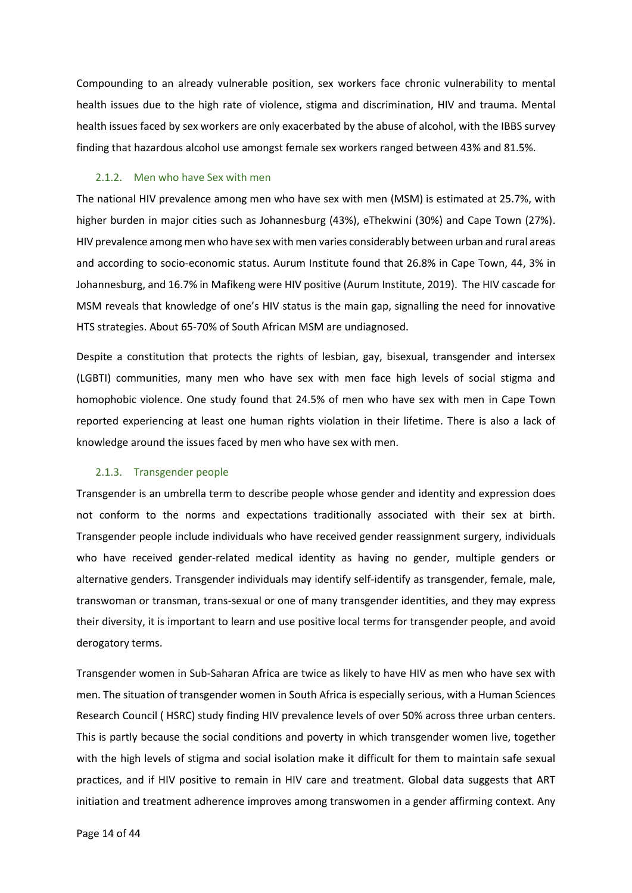Compounding to an already vulnerable position, sex workers face chronic vulnerability to mental health issues due to the high rate of violence, stigma and discrimination, HIV and trauma. Mental health issues faced by sex workers are only exacerbated by the abuse of alcohol, with the IBBS survey finding that hazardous alcohol use amongst female sex workers ranged between 43% and 81.5%.

### 2.1.2. Men who have Sex with men

The national HIV prevalence among men who have sex with men (MSM) is estimated at 25.7%, with higher burden in major cities such as Johannesburg (43%), eThekwini (30%) and Cape Town (27%). HIV prevalence among men who have sex with men varies considerably between urban and rural areas and according to socio-economic status. Aurum Institute found that 26.8% in Cape Town, 44, 3% in Johannesburg, and 16.7% in Mafikeng were HIV positive (Aurum Institute, 2019). The HIV cascade for MSM reveals that knowledge of one's HIV status is the main gap, signalling the need for innovative HTS strategies. About 65-70% of South African MSM are undiagnosed.

Despite a constitution that protects the rights of lesbian, gay, bisexual, transgender and intersex (LGBTI) communities, many men who have sex with men face high levels of social stigma and homophobic violence. One study found that 24.5% of men who have sex with men in Cape Town reported experiencing at least one human rights violation in their lifetime. There is also a lack of knowledge around the issues faced by men who have sex with men.

### 2.1.3. Transgender people

Transgender is an umbrella term to describe people whose gender and identity and expression does not conform to the norms and expectations traditionally associated with their sex at birth. Transgender people include individuals who have received gender reassignment surgery, individuals who have received gender-related medical identity as having no gender, multiple genders or alternative genders. Transgender individuals may identify self-identify as transgender, female, male, transwoman or transman, trans-sexual or one of many transgender identities, and they may express their diversity, it is important to learn and use positive local terms for transgender people, and avoid derogatory terms.

Transgender women in Sub-Saharan Africa are twice as likely to have HIV as men who have sex with men. The situation of transgender women in South Africa is especially serious, with a Human Sciences Research Council ( HSRC) study finding HIV prevalence levels of over 50% across three urban centers. This is partly because the social conditions and poverty in which transgender women live, together with the high levels of stigma and social isolation make it difficult for them to maintain safe sexual practices, and if HIV positive to remain in HIV care and treatment. Global data suggests that ART initiation and treatment adherence improves among transwomen in a gender affirming context. Any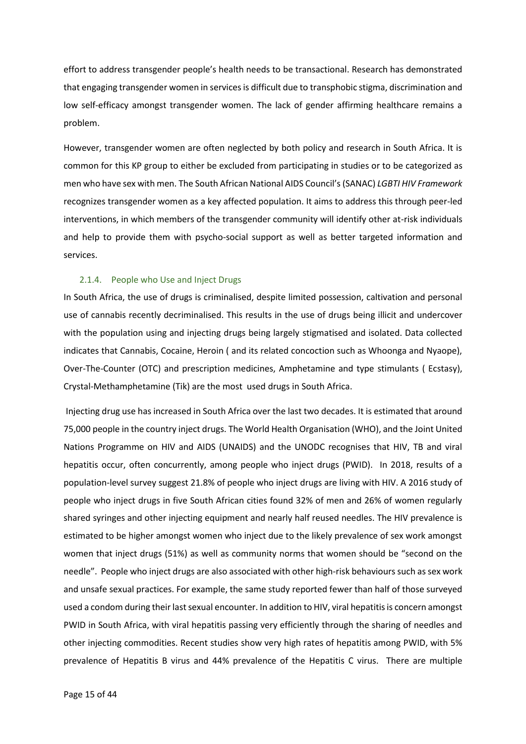effort to address transgender people's health needs to be transactional. Research has demonstrated that engaging transgender women in services is difficult due to transphobic stigma, discrimination and low self-efficacy amongst transgender women. The lack of gender affirming healthcare remains a problem.

However, transgender women are often neglected by both policy and research in South Africa. It is common for this KP group to either be excluded from participating in studies or to be categorized as men who have sex with men. The South African National AIDS Council's (SANAC) *LGBTI HIV Framework* recognizes transgender women as a key affected population. It aims to address this through peer-led interventions, in which members of the transgender community will identify other at-risk individuals and help to provide them with psycho-social support as well as better targeted information and services.

#### 2.1.4. People who Use and Inject Drugs

In South Africa, the use of drugs is criminalised, despite limited possession, caltivation and personal use of cannabis recently decriminalised. This results in the use of drugs being illicit and undercover with the population using and injecting drugs being largely stigmatised and isolated. Data collected indicates that Cannabis, Cocaine, Heroin ( and its related concoction such as Whoonga and Nyaope), Over-The-Counter (OTC) and prescription medicines, Amphetamine and type stimulants ( Ecstasy), Crystal-Methamphetamine (Tik) are the most used drugs in South Africa.

Injecting drug use has increased in South Africa over the last two decades. It is estimated that around 75,000 people in the country inject drugs. The World Health Organisation (WHO), and the Joint United Nations Programme on HIV and AIDS (UNAIDS) and the UNODC recognises that HIV, TB and viral hepatitis occur, often concurrently, among people who inject drugs (PWID). In 2018, results of a population-level survey suggest 21.8% of people who inject drugs are living with HIV. A 2016 study of people who inject drugs in five South African cities found 32% of men and 26% of women regularly shared syringes and other injecting equipment and nearly half reused needles. The HIV prevalence is estimated to be higher amongst women who inject due to the likely prevalence of sex work amongst women that inject drugs (51%) as well as community norms that women should be "second on the needle". People who inject drugs are also associated with other high-risk behaviours such as sex work and unsafe sexual practices. For example, the same study reported fewer than half of those surveyed used a condom during their last sexual encounter. In addition to HIV, viral hepatitis is concern amongst PWID in South Africa, with viral hepatitis passing very efficiently through the sharing of needles and other injecting commodities. Recent studies show very high rates of hepatitis among PWID, with 5% prevalence of Hepatitis B virus and 44% prevalence of the Hepatitis C virus. There are multiple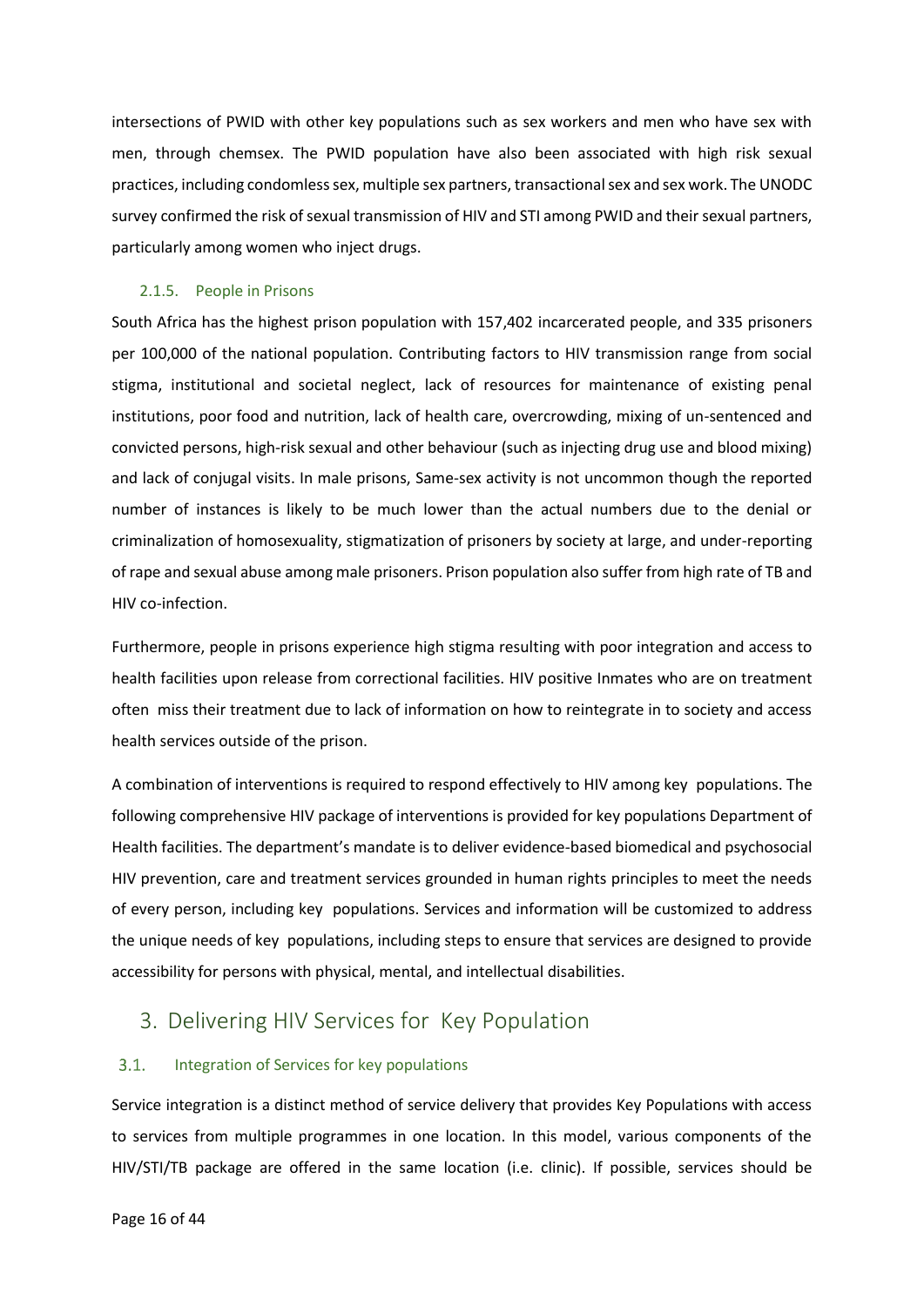intersections of PWID with other key populations such as sex workers and men who have sex with men, through chemsex. The PWID population have also been associated with high risk sexual practices, including condomless sex, multiple sex partners, transactional sex and sex work. The UNODC survey confirmed the risk of sexual transmission of HIV and STI among PWID and their sexual partners, particularly among women who inject drugs.

#### 2.1.5. People in Prisons

South Africa has the highest prison population with 157,402 incarcerated people, and 335 prisoners per 100,000 of the national population. Contributing factors to HIV transmission range from social stigma, institutional and societal neglect, lack of resources for maintenance of existing penal institutions, poor food and nutrition, lack of health care, overcrowding, mixing of un-sentenced and convicted persons, high-risk sexual and other behaviour (such as injecting drug use and blood mixing) and lack of conjugal visits. In male prisons, Same-sex activity is not uncommon though the reported number of instances is likely to be much lower than the actual numbers due to the denial or criminalization of homosexuality, stigmatization of prisoners by society at large, and under-reporting of rape and sexual abuse among male prisoners. Prison population also suffer from high rate of TB and HIV co-infection.

Furthermore, people in prisons experience high stigma resulting with poor integration and access to health facilities upon release from correctional facilities. HIV positive Inmates who are on treatment often miss their treatment due to lack of information on how to reintegrate in to society and access health services outside of the prison.

A combination of interventions is required to respond effectively to HIV among key populations. The following comprehensive HIV package of interventions is provided for key populations Department of Health facilities. The department's mandate is to deliver evidence-based biomedical and psychosocial HIV prevention, care and treatment services grounded in human rights principles to meet the needs of every person, including key populations. Services and information will be customized to address the unique needs of key populations, including steps to ensure that services are designed to provide accessibility for persons with physical, mental, and intellectual disabilities.

## 3. Delivering HIV Services for Key Population

### 3.1. Integration of Services for key populations

Service integration is a distinct method of service delivery that provides Key Populations with access to services from multiple programmes in one location. In this model, various components of the HIV/STI/TB package are offered in the same location (i.e. clinic). If possible, services should be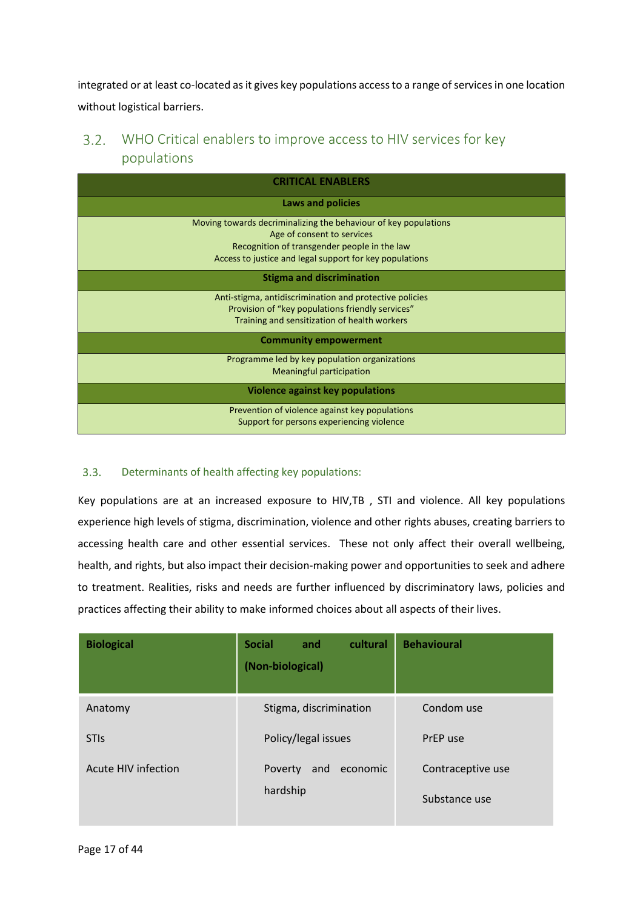integrated or at least co-located as it gives key populations access to a range of services in one location without logistical barriers.

## 3.2. WHO Critical enablers to improve access to HIV services for key populations

| CRITICAL ENABLERS |
|---|
| **Laws and policies** |
| Moving towards decriminalizing the behaviour of key populations<br>Age of consent to services<br>Recognition of transgender people in the law<br>Access to justice and legal support for key populations |
| **Stigma and discrimination** |
| Anti-stigma, antidiscrimination and protective policies<br>Provision of "key populations friendly services"<br>Training and sensitization of health workers |
| **Community empowerment** |
| Programme led by key population organizations<br>Meaningful participation |
| **Violence against key populations** |
| Prevention of violence against key populations<br>Support for persons experiencing violence |

### 3.3. Determinants of health affecting key populations:

Key populations are at an increased exposure to HIV,TB , STI and violence. All key populations experience high levels of stigma, discrimination, violence and other rights abuses, creating barriers to accessing health care and other essential services. These not only affect their overall wellbeing, health, and rights, but also impact their decision-making power and opportunities to seek and adhere to treatment. Realities, risks and needs are further influenced by discriminatory laws, policies and practices affecting their ability to make informed choices about all aspects of their lives.

| Biological | Social and cultural (Non-biological) | Behavioural |
|---|---|---|
| Anatomy<br>STIs<br>Acute HIV infection | Stigma, discrimination<br>Policy/legal issues<br>Poverty and economic hardship | Condom use<br>PrEP use<br>Contraceptive use<br>Substance use |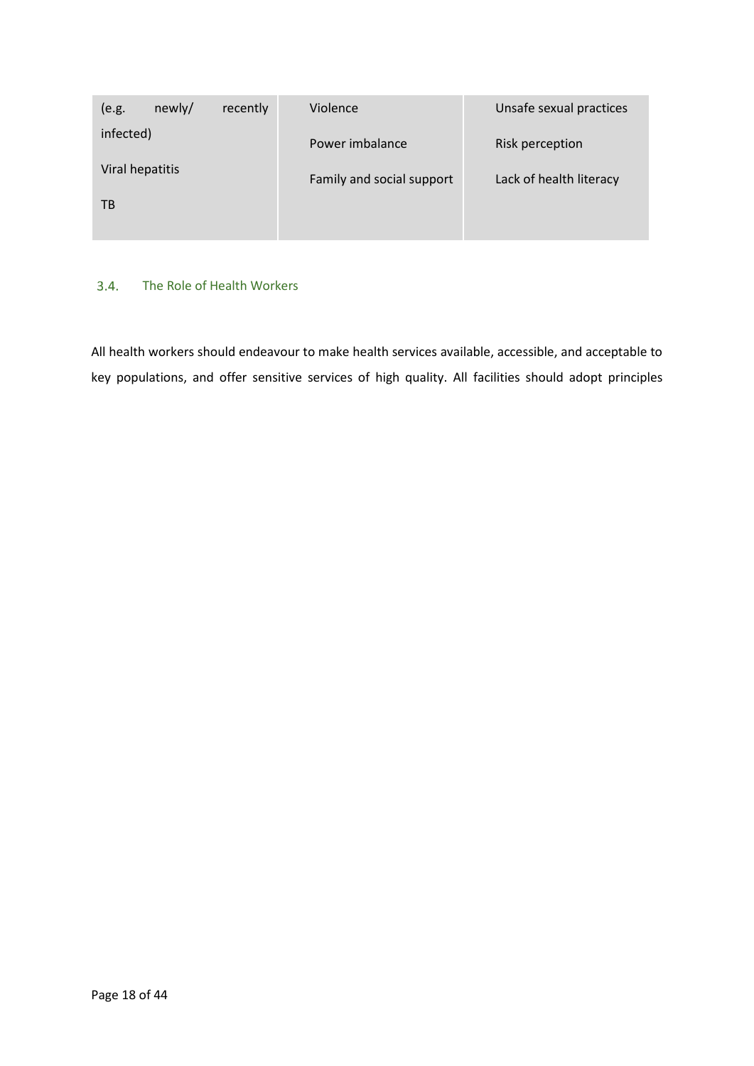| (e.g. newly/ recently infected)<br>Viral hepatitis<br>TB | Violence<br>Power imbalance<br>Family and social support | Unsafe sexual practices<br>Risk perception<br>Lack of health literacy |
|---|---|---|

### 3.4. The Role of Health Workers

All health workers should endeavour to make health services available, accessible, and acceptable to key populations, and offer sensitive services of high quality. All facilities should adopt principles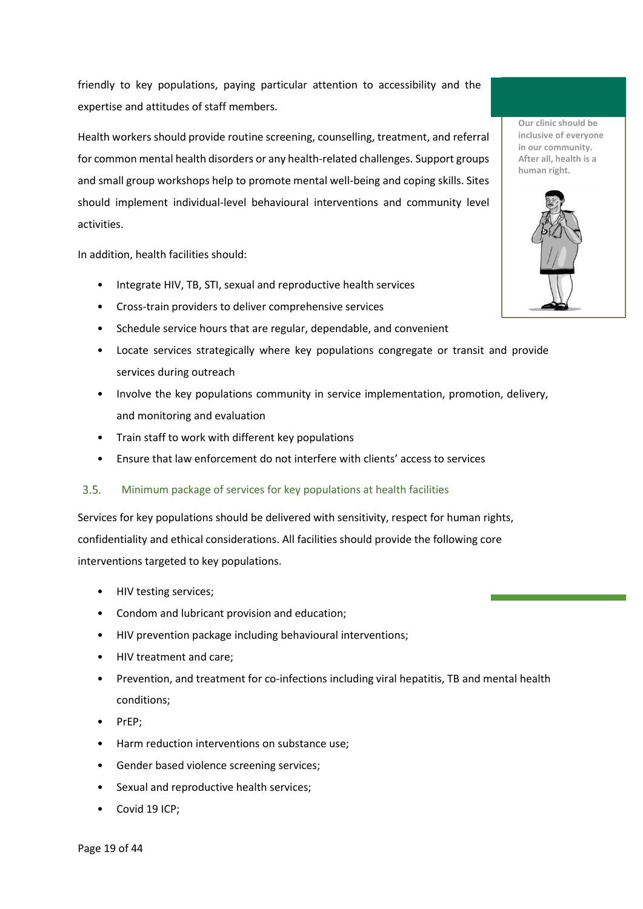friendly to key populations, paying particular attention to accessibility and the expertise and attitudes of staff members.

Our clinic should be inclusive of everyone in our community. After all, health is a human right.

Health workers should provide routine screening, counselling, treatment, and referral for common mental health disorders or any health-related challenges. Support groups and small group workshops help to promote mental well-being and coping skills. Sites should implement individual-level behavioural interventions and community level activities.

In addition, health facilities should:

- Integrate HIV, TB, STI, sexual and reproductive health services
- Cross-train providers to deliver comprehensive services
- Schedule service hours that are regular, dependable, and convenient
- Locate services strategically where key populations congregate or transit and provide services during outreach
- Involve the key populations community in service implementation, promotion, delivery, and monitoring and evaluation
- Train staff to work with different key populations
- Ensure that law enforcement do not interfere with clients' access to services

## 3.5. Minimum package of services for key populations at health facilities

Services for key populations should be delivered with sensitivity, respect for human rights, confidentiality and ethical considerations. All facilities should provide the following core interventions targeted to key populations.

- HIV testing services;
- Condom and lubricant provision and education;
- HIV prevention package including behavioural interventions;
- HIV treatment and care;
- Prevention, and treatment for co-infections including viral hepatitis, TB and mental health conditions;
- PrEP;
- Harm reduction interventions on substance use;
- Gender based violence screening services;
- Sexual and reproductive health services;
- Covid 19 ICP;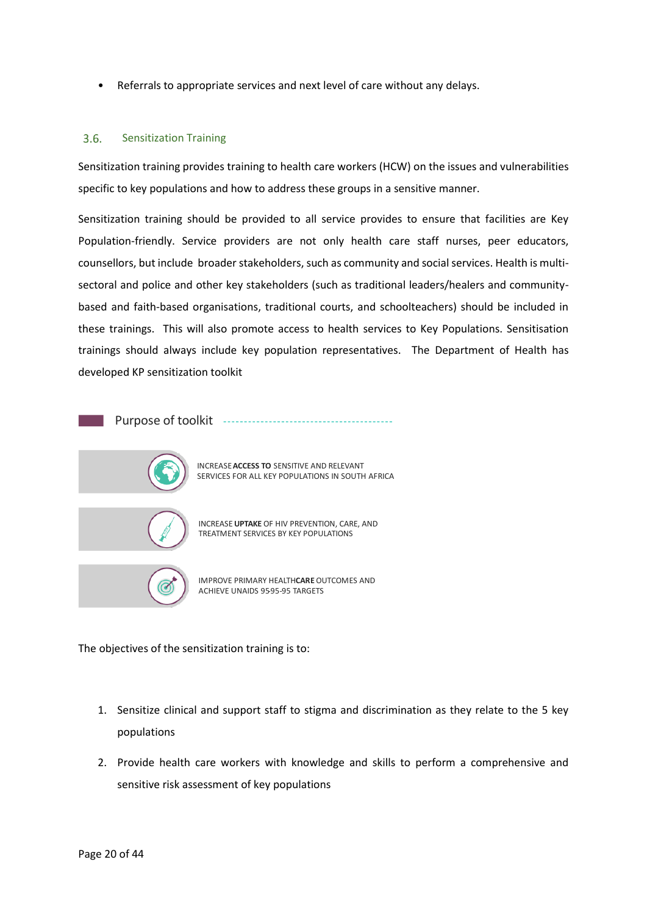- Referrals to appropriate services and next level of care without any delays.

### 3.6. Sensitization Training

Sensitization training provides training to health care workers (HCW) on the issues and vulnerabilities specific to key populations and how to address these groups in a sensitive manner.

Sensitization training should be provided to all service provides to ensure that facilities are Key Population-friendly. Service providers are not only health care staff nurses, peer educators, counsellors, but include broader stakeholders, such as community and social services. Health is multi-sectoral and police and other key stakeholders (such as traditional leaders/healers and community-based and faith-based organisations, traditional courts, and schoolteachers) should be included in these trainings. This will also promote access to health services to Key Populations. Sensitisation trainings should always include key population representatives. The Department of Health has developed KP sensitization toolkit

#### Purpose of toolkit

- INCREASE **ACCESS TO** SENSITIVE AND RELEVANT SERVICES FOR ALL KEY POPULATIONS IN SOUTH AFRICA
- INCREASE **UPTAKE** OF HIV PREVENTION, CARE, AND TREATMENT SERVICES BY KEY POPULATIONS
- IMPROVE PRIMARY HEALTH**CARE** OUTCOMES AND ACHIEVE UNAIDS 9595-95 TARGETS

The objectives of the sensitization training is to:

1. Sensitize clinical and support staff to stigma and discrimination as they relate to the 5 key populations
2. Provide health care workers with knowledge and skills to perform a comprehensive and sensitive risk assessment of key populations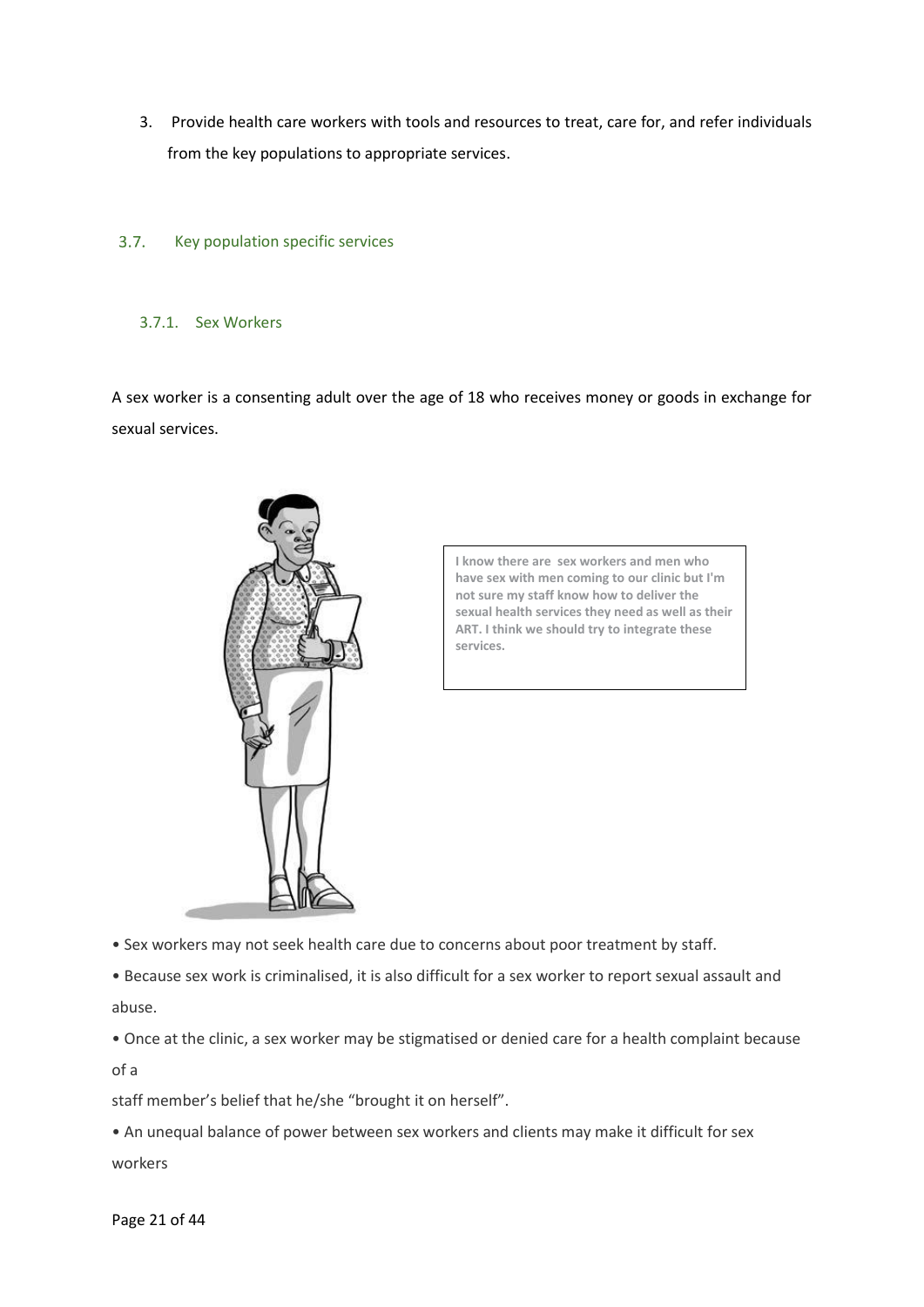3. Provide health care workers with tools and resources to treat, care for, and refer individuals from the key populations to appropriate services.

## 3.7. Key population specific services

### 3.7.1. Sex Workers

A sex worker is a consenting adult over the age of 18 who receives money or goods in exchange for sexual services.

**I know there are sex workers and men who have sex with men coming to our clinic but I'm not sure my staff know how to deliver the sexual health services they need as well as their ART. I think we should try to integrate these services.**

- Sex workers may not seek health care due to concerns about poor treatment by staff.
- Because sex work is criminalised, it is also difficult for a sex worker to report sexual assault and abuse.
- Once at the clinic, a sex worker may be stigmatised or denied care for a health complaint because of a staff member's belief that he/she "brought it on herself".
- An unequal balance of power between sex workers and clients may make it difficult for sex workers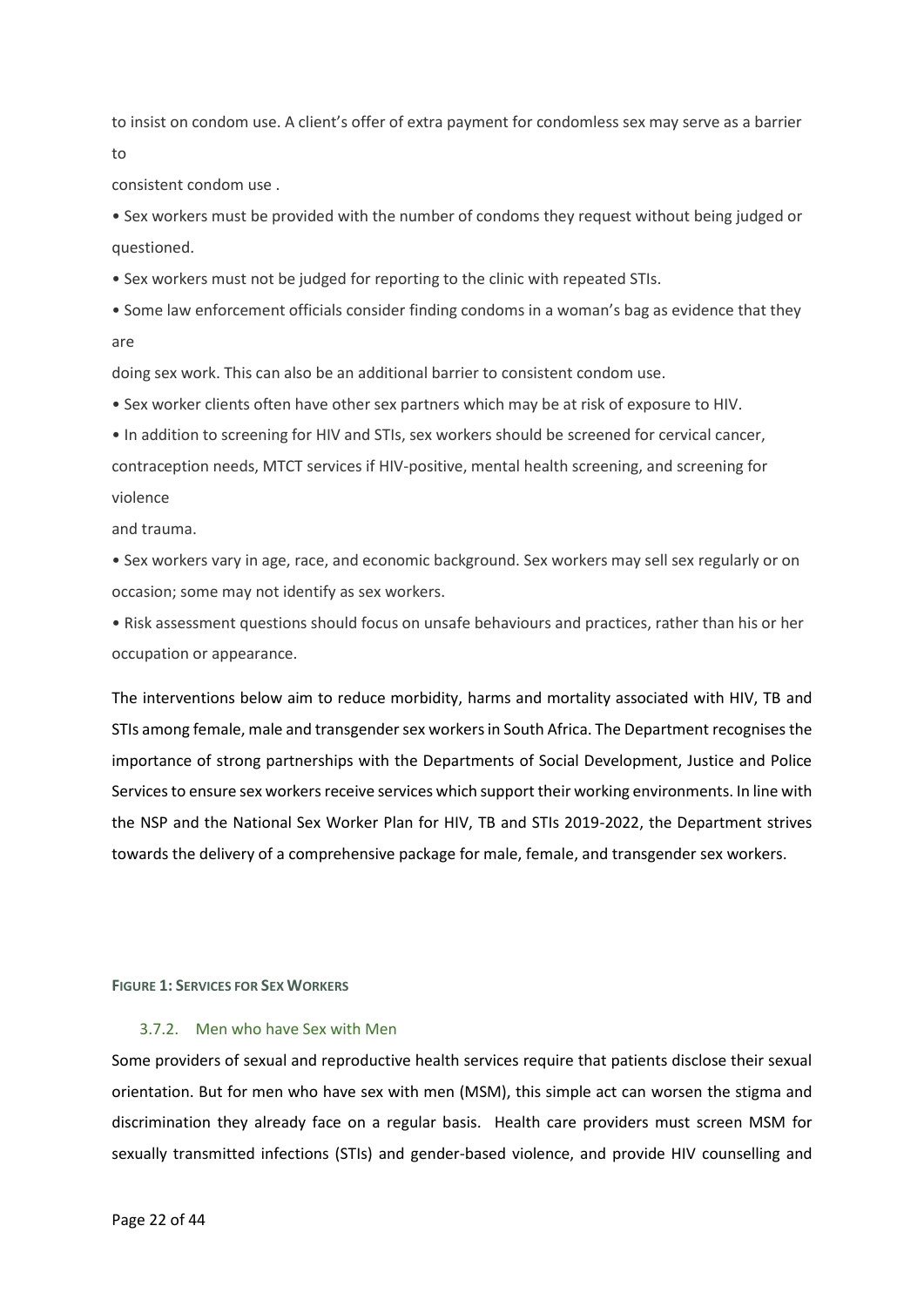to insist on condom use. A client's offer of extra payment for condomless sex may serve as a barrier to consistent condom use .

- Sex workers must be provided with the number of condoms they request without being judged or questioned.
- Sex workers must not be judged for reporting to the clinic with repeated STIs.
- Some law enforcement officials consider finding condoms in a woman's bag as evidence that they are doing sex work. This can also be an additional barrier to consistent condom use.
- Sex worker clients often have other sex partners which may be at risk of exposure to HIV.
- In addition to screening for HIV and STIs, sex workers should be screened for cervical cancer, contraception needs, MTCT services if HIV-positive, mental health screening, and screening for violence and trauma.
- Sex workers vary in age, race, and economic background. Sex workers may sell sex regularly or on occasion; some may not identify as sex workers.
- Risk assessment questions should focus on unsafe behaviours and practices, rather than his or her occupation or appearance.

The interventions below aim to reduce morbidity, harms and mortality associated with HIV, TB and STIs among female, male and transgender sex workers in South Africa. The Department recognises the importance of strong partnerships with the Departments of Social Development, Justice and Police Services to ensure sex workers receive services which support their working environments. In line with the NSP and the National Sex Worker Plan for HIV, TB and STIs 2019-2022, the Department strives towards the delivery of a comprehensive package for male, female, and transgender sex workers.

**FIGURE 1: SERVICES FOR SEX WORKERS**

### 3.7.2. Men who have Sex with Men

Some providers of sexual and reproductive health services require that patients disclose their sexual orientation. But for men who have sex with men (MSM), this simple act can worsen the stigma and discrimination they already face on a regular basis. Health care providers must screen MSM for sexually transmitted infections (STIs) and gender-based violence, and provide HIV counselling and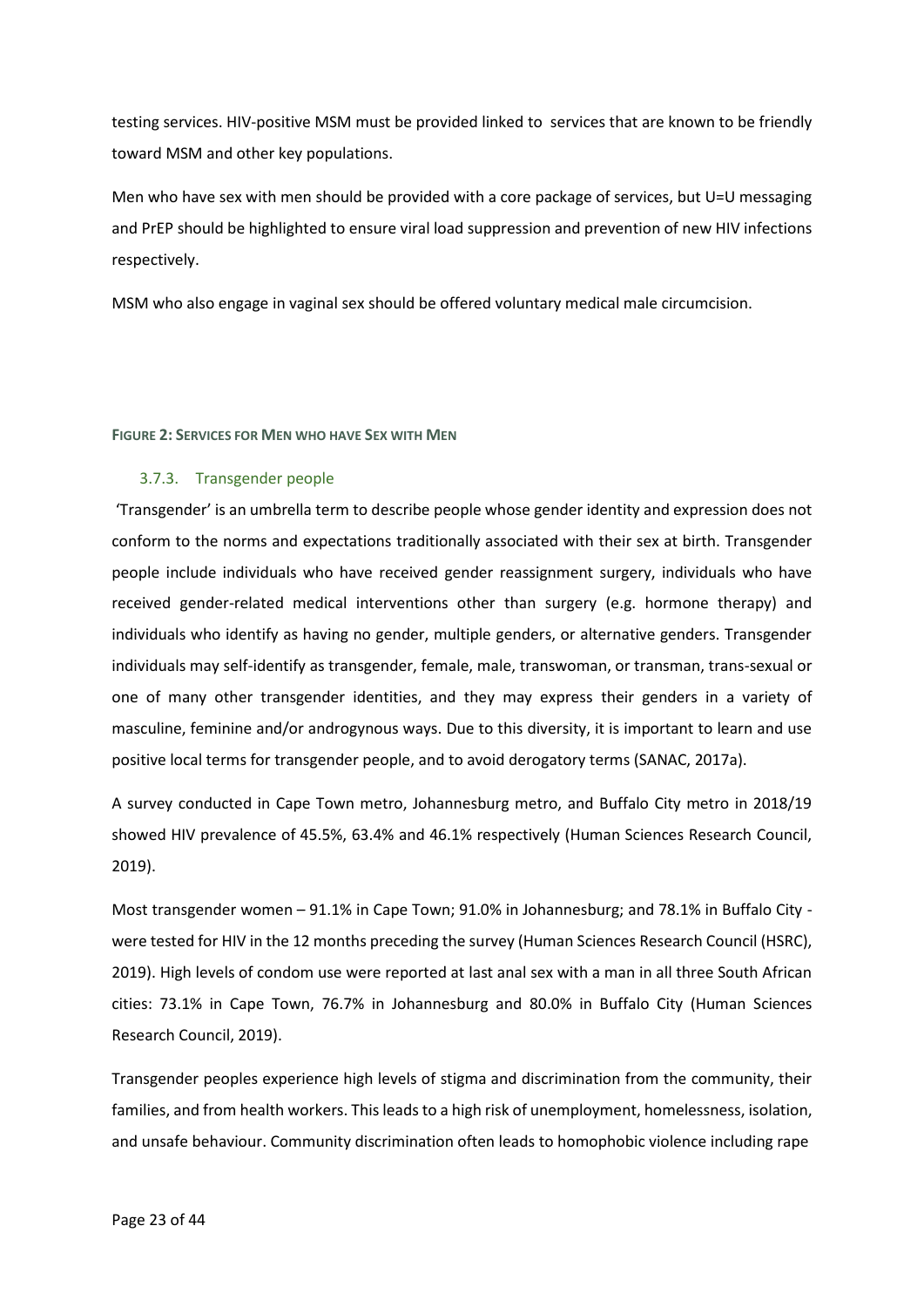testing services. HIV-positive MSM must be provided linked to services that are known to be friendly toward MSM and other key populations.

Men who have sex with men should be provided with a core package of services, but U=U messaging and PrEP should be highlighted to ensure viral load suppression and prevention of new HIV infections respectively.

MSM who also engage in vaginal sex should be offered voluntary medical male circumcision.

**FIGURE 2: SERVICES FOR MEN WHO HAVE SEX WITH MEN**

### 3.7.3. Transgender people

'Transgender' is an umbrella term to describe people whose gender identity and expression does not conform to the norms and expectations traditionally associated with their sex at birth. Transgender people include individuals who have received gender reassignment surgery, individuals who have received gender-related medical interventions other than surgery (e.g. hormone therapy) and individuals who identify as having no gender, multiple genders, or alternative genders. Transgender individuals may self-identify as transgender, female, male, transwoman, or transman, trans-sexual or one of many other transgender identities, and they may express their genders in a variety of masculine, feminine and/or androgynous ways. Due to this diversity, it is important to learn and use positive local terms for transgender people, and to avoid derogatory terms (SANAC, 2017a).

A survey conducted in Cape Town metro, Johannesburg metro, and Buffalo City metro in 2018/19 showed HIV prevalence of 45.5%, 63.4% and 46.1% respectively (Human Sciences Research Council, 2019).

Most transgender women – 91.1% in Cape Town; 91.0% in Johannesburg; and 78.1% in Buffalo City - were tested for HIV in the 12 months preceding the survey (Human Sciences Research Council (HSRC), 2019). High levels of condom use were reported at last anal sex with a man in all three South African cities: 73.1% in Cape Town, 76.7% in Johannesburg and 80.0% in Buffalo City (Human Sciences Research Council, 2019).

Transgender peoples experience high levels of stigma and discrimination from the community, their families, and from health workers. This leads to a high risk of unemployment, homelessness, isolation, and unsafe behaviour. Community discrimination often leads to homophobic violence including rape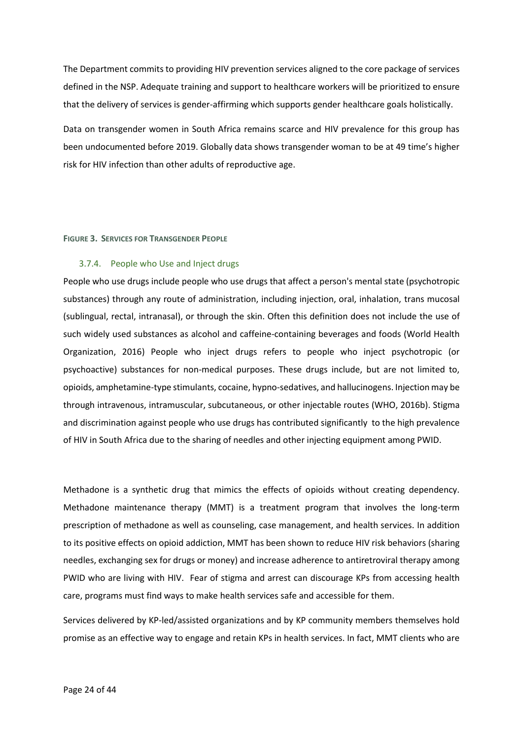The Department commits to providing HIV prevention services aligned to the core package of services defined in the NSP. Adequate training and support to healthcare workers will be prioritized to ensure that the delivery of services is gender-affirming which supports gender healthcare goals holistically.

Data on transgender women in South Africa remains scarce and HIV prevalence for this group has been undocumented before 2019. Globally data shows transgender woman to be at 49 time's higher risk for HIV infection than other adults of reproductive age.

**FIGURE 3. SERVICES FOR TRANSGENDER PEOPLE**

### 3.7.4. People who Use and Inject drugs

People who use drugs include people who use drugs that affect a person's mental state (psychotropic substances) through any route of administration, including injection, oral, inhalation, trans mucosal (sublingual, rectal, intranasal), or through the skin. Often this definition does not include the use of such widely used substances as alcohol and caffeine-containing beverages and foods (World Health Organization, 2016) People who inject drugs refers to people who inject psychotropic (or psychoactive) substances for non-medical purposes. These drugs include, but are not limited to, opioids, amphetamine-type stimulants, cocaine, hypno-sedatives, and hallucinogens. Injection may be through intravenous, intramuscular, subcutaneous, or other injectable routes (WHO, 2016b). Stigma and discrimination against people who use drugs has contributed significantly to the high prevalence of HIV in South Africa due to the sharing of needles and other injecting equipment among PWID.

Methadone is a synthetic drug that mimics the effects of opioids without creating dependency. Methadone maintenance therapy (MMT) is a treatment program that involves the long-term prescription of methadone as well as counseling, case management, and health services. In addition to its positive effects on opioid addiction, MMT has been shown to reduce HIV risk behaviors (sharing needles, exchanging sex for drugs or money) and increase adherence to antiretroviral therapy among PWID who are living with HIV. Fear of stigma and arrest can discourage KPs from accessing health care, programs must find ways to make health services safe and accessible for them.

Services delivered by KP-led/assisted organizations and by KP community members themselves hold promise as an effective way to engage and retain KPs in health services. In fact, MMT clients who are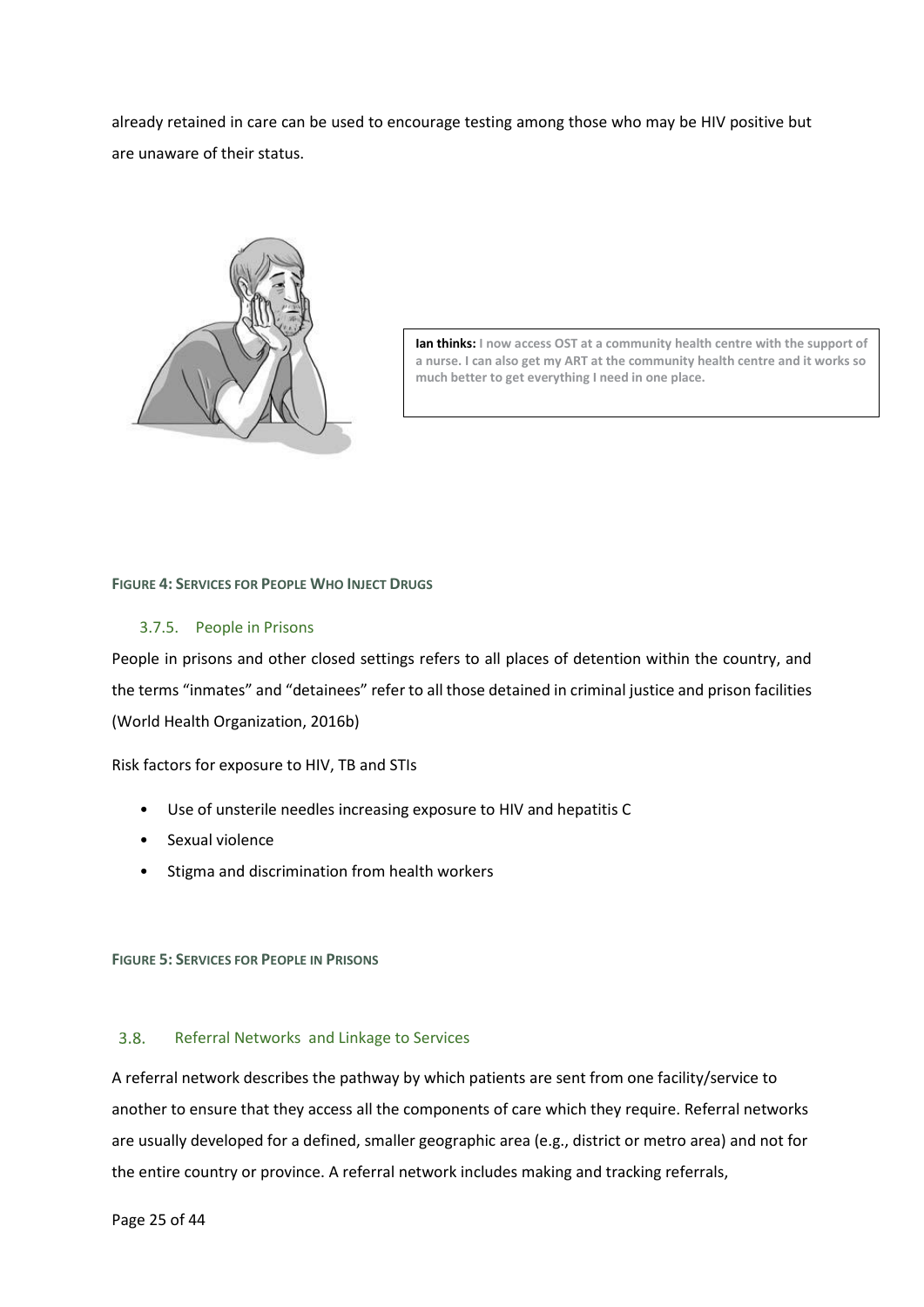already retained in care can be used to encourage testing among those who may be HIV positive but are unaware of their status.

**Ian thinks:** I now access OST at a community health centre with the support of a nurse. I can also get my ART at the community health centre and it works so much better to get everything I need in one place.

**FIGURE 4: SERVICES FOR PEOPLE WHO INJECT DRUGS**

### 3.7.5. People in Prisons

People in prisons and other closed settings refers to all places of detention within the country, and the terms "inmates" and "detainees" refer to all those detained in criminal justice and prison facilities (World Health Organization, 2016b)

Risk factors for exposure to HIV, TB and STIs

- Use of unsterile needles increasing exposure to HIV and hepatitis C
- Sexual violence
- Stigma and discrimination from health workers

**FIGURE 5: SERVICES FOR PEOPLE IN PRISONS**

## 3.8. Referral Networks and Linkage to Services

A referral network describes the pathway by which patients are sent from one facility/service to another to ensure that they access all the components of care which they require. Referral networks are usually developed for a defined, smaller geographic area (e.g., district or metro area) and not for the entire country or province. A referral network includes making and tracking referrals,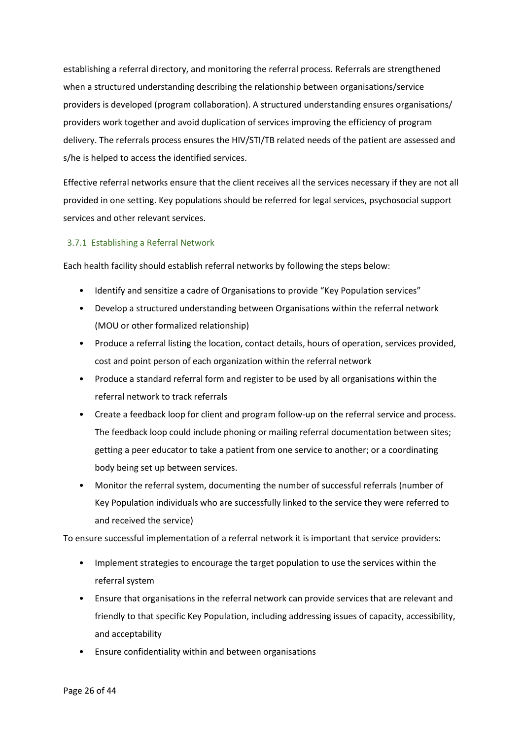establishing a referral directory, and monitoring the referral process. Referrals are strengthened when a structured understanding describing the relationship between organisations/service providers is developed (program collaboration). A structured understanding ensures organisations/ providers work together and avoid duplication of services improving the efficiency of program delivery. The referrals process ensures the HIV/STI/TB related needs of the patient are assessed and s/he is helped to access the identified services.

Effective referral networks ensure that the client receives all the services necessary if they are not all provided in one setting. Key populations should be referred for legal services, psychosocial support services and other relevant services.

### 3.7.1 Establishing a Referral Network

Each health facility should establish referral networks by following the steps below:

- Identify and sensitize a cadre of Organisations to provide "Key Population services"
- Develop a structured understanding between Organisations within the referral network (MOU or other formalized relationship)
- Produce a referral listing the location, contact details, hours of operation, services provided, cost and point person of each organization within the referral network
- Produce a standard referral form and register to be used by all organisations within the referral network to track referrals
- Create a feedback loop for client and program follow-up on the referral service and process. The feedback loop could include phoning or mailing referral documentation between sites; getting a peer educator to take a patient from one service to another; or a coordinating body being set up between services.
- Monitor the referral system, documenting the number of successful referrals (number of Key Population individuals who are successfully linked to the service they were referred to and received the service)

To ensure successful implementation of a referral network it is important that service providers:

- Implement strategies to encourage the target population to use the services within the referral system
- Ensure that organisations in the referral network can provide services that are relevant and friendly to that specific Key Population, including addressing issues of capacity, accessibility, and acceptability
- Ensure confidentiality within and between organisations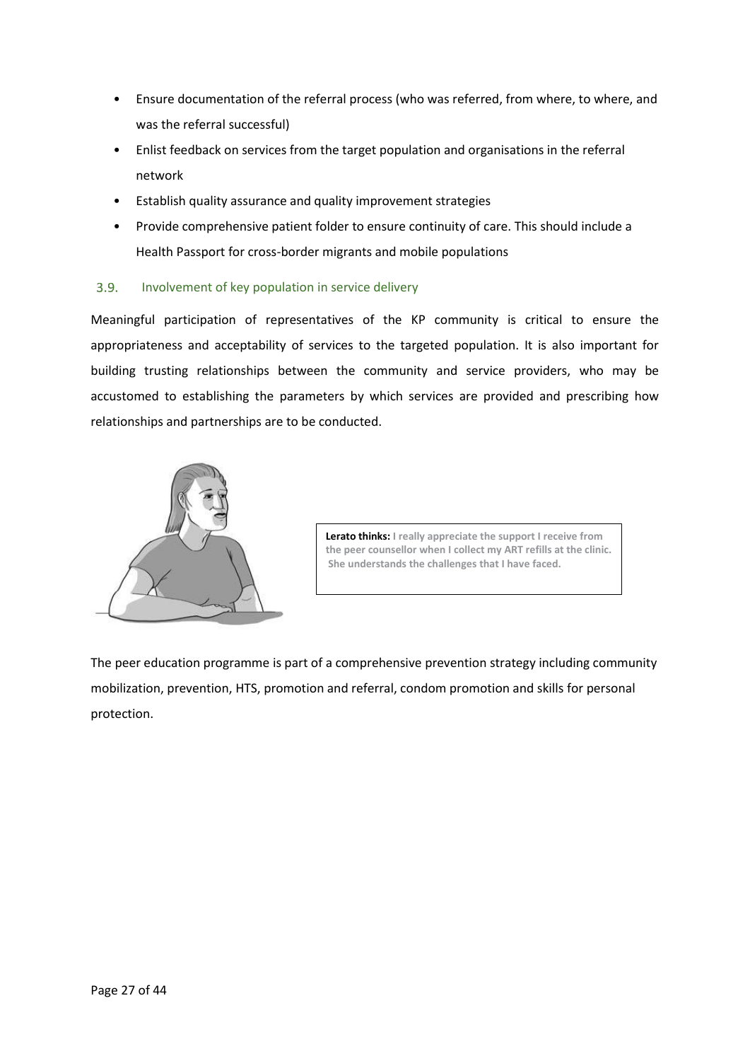- Ensure documentation of the referral process (who was referred, from where, to where, and was the referral successful)
- Enlist feedback on services from the target population and organisations in the referral network
- Establish quality assurance and quality improvement strategies
- Provide comprehensive patient folder to ensure continuity of care. This should include a Health Passport for cross-border migrants and mobile populations

### 3.9. Involvement of key population in service delivery

Meaningful participation of representatives of the KP community is critical to ensure the appropriateness and acceptability of services to the targeted population. It is also important for building trusting relationships between the community and service providers, who may be accustomed to establishing the parameters by which services are provided and prescribing how relationships and partnerships are to be conducted.

**Lerato thinks:** I really appreciate the support I receive from the peer counsellor when I collect my ART refills at the clinic. She understands the challenges that I have faced.

The peer education programme is part of a comprehensive prevention strategy including community mobilization, prevention, HTS, promotion and referral, condom promotion and skills for personal protection.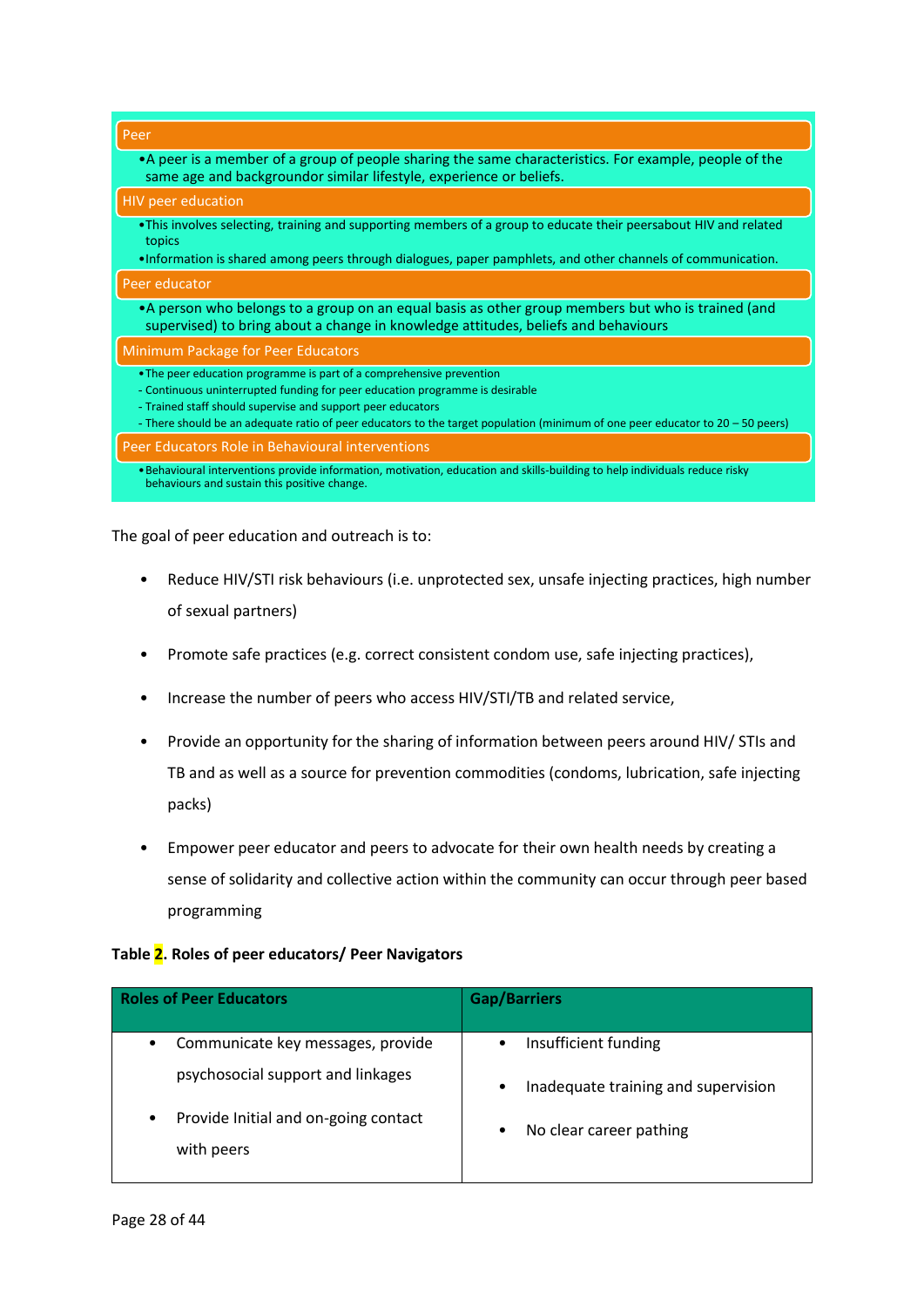**Peer**

- A peer is a member of a group of people sharing the same characteristics. For example, people of the same age and backgroundor similar lifestyle, experience or beliefs.

**HIV peer education**

- This involves selecting, training and supporting members of a group to educate their peersabout HIV and related topics
- Information is shared among peers through dialogues, paper pamphlets, and other channels of communication.

**Peer educator**

- A person who belongs to a group on an equal basis as other group members but who is trained (and supervised) to bring about a change in knowledge attitudes, beliefs and behaviours

**Minimum Package for Peer Educators**

- The peer education programme is part of a comprehensive prevention
  - Continuous uninterrupted funding for peer education programme is desirable
  - Trained staff should supervise and support peer educators
  - There should be an adequate ratio of peer educators to the target population (minimum of one peer educator to 20 – 50 peers)

**Peer Educators Role in Behavioural interventions**

- Behavioural interventions provide information, motivation, education and skills-building to help individuals reduce risky behaviours and sustain this positive change.

The goal of peer education and outreach is to:

- Reduce HIV/STI risk behaviours (i.e. unprotected sex, unsafe injecting practices, high number of sexual partners)
- Promote safe practices (e.g. correct consistent condom use, safe injecting practices),
- Increase the number of peers who access HIV/STI/TB and related service,
- Provide an opportunity for the sharing of information between peers around HIV/ STIs and TB and as well as a source for prevention commodities (condoms, lubrication, safe injecting packs)
- Empower peer educator and peers to advocate for their own health needs by creating a sense of solidarity and collective action within the community can occur through peer based programming

**Table 2. Roles of peer educators/ Peer Navigators**

| Roles of Peer Educators | Gap/Barriers |
| --- | --- |
| • Communicate key messages, provide psychosocial support and linkages<br>• Provide Initial and on-going contact with peers | • Insufficient funding<br>• Inadequate training and supervision<br>• No clear career pathing |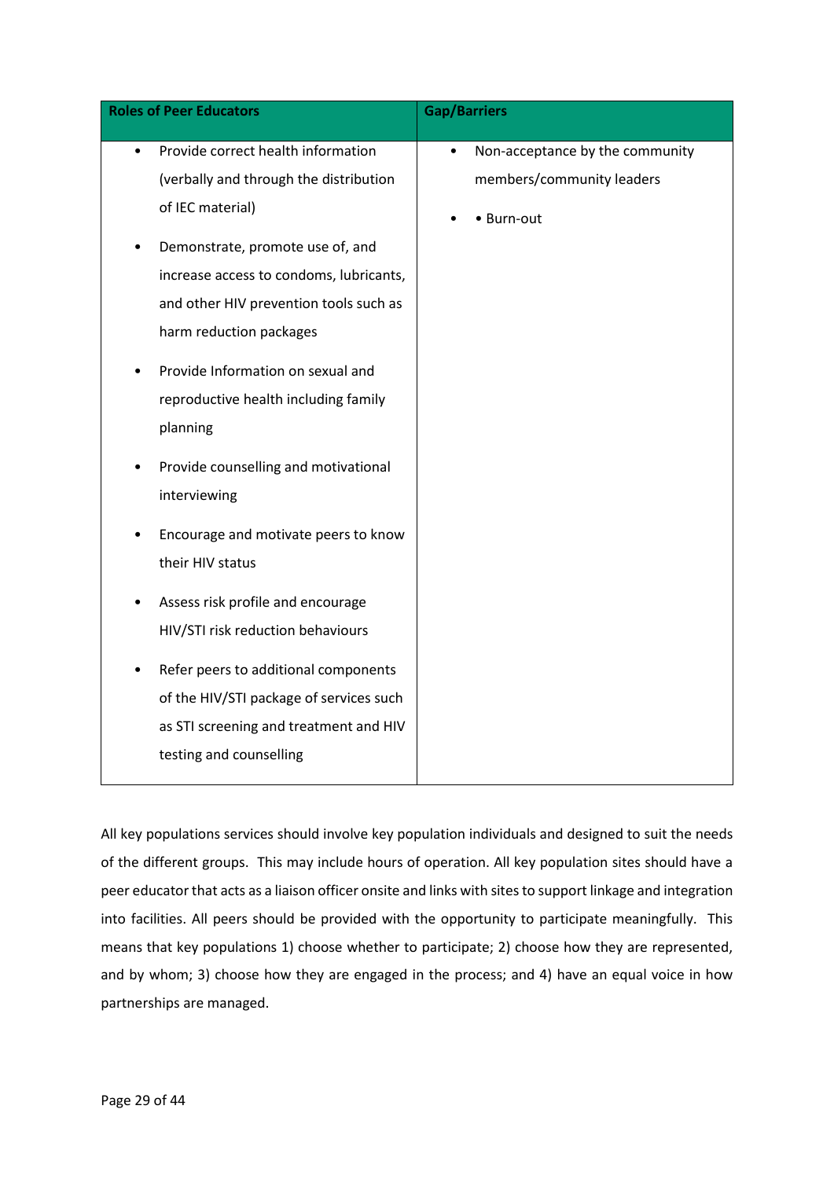| Roles of Peer Educators | Gap/Barriers |
|---|---|
| • Provide correct health information (verbally and through the distribution of IEC material)<br>• Demonstrate, promote use of, and increase access to condoms, lubricants, and other HIV prevention tools such as harm reduction packages<br>• Provide Information on sexual and reproductive health including family planning<br>• Provide counselling and motivational interviewing<br>• Encourage and motivate peers to know their HIV status<br>• Assess risk profile and encourage HIV/STI risk reduction behaviours<br>• Refer peers to additional components of the HIV/STI package of services such as STI screening and treatment and HIV testing and counselling | • Non-acceptance by the community members/community leaders<br>• • Burn-out |

All key populations services should involve key population individuals and designed to suit the needs of the different groups. This may include hours of operation. All key population sites should have a peer educator that acts as a liaison officer onsite and links with sites to support linkage and integration into facilities. All peers should be provided with the opportunity to participate meaningfully. This means that key populations 1) choose whether to participate; 2) choose how they are represented, and by whom; 3) choose how they are engaged in the process; and 4) have an equal voice in how partnerships are managed.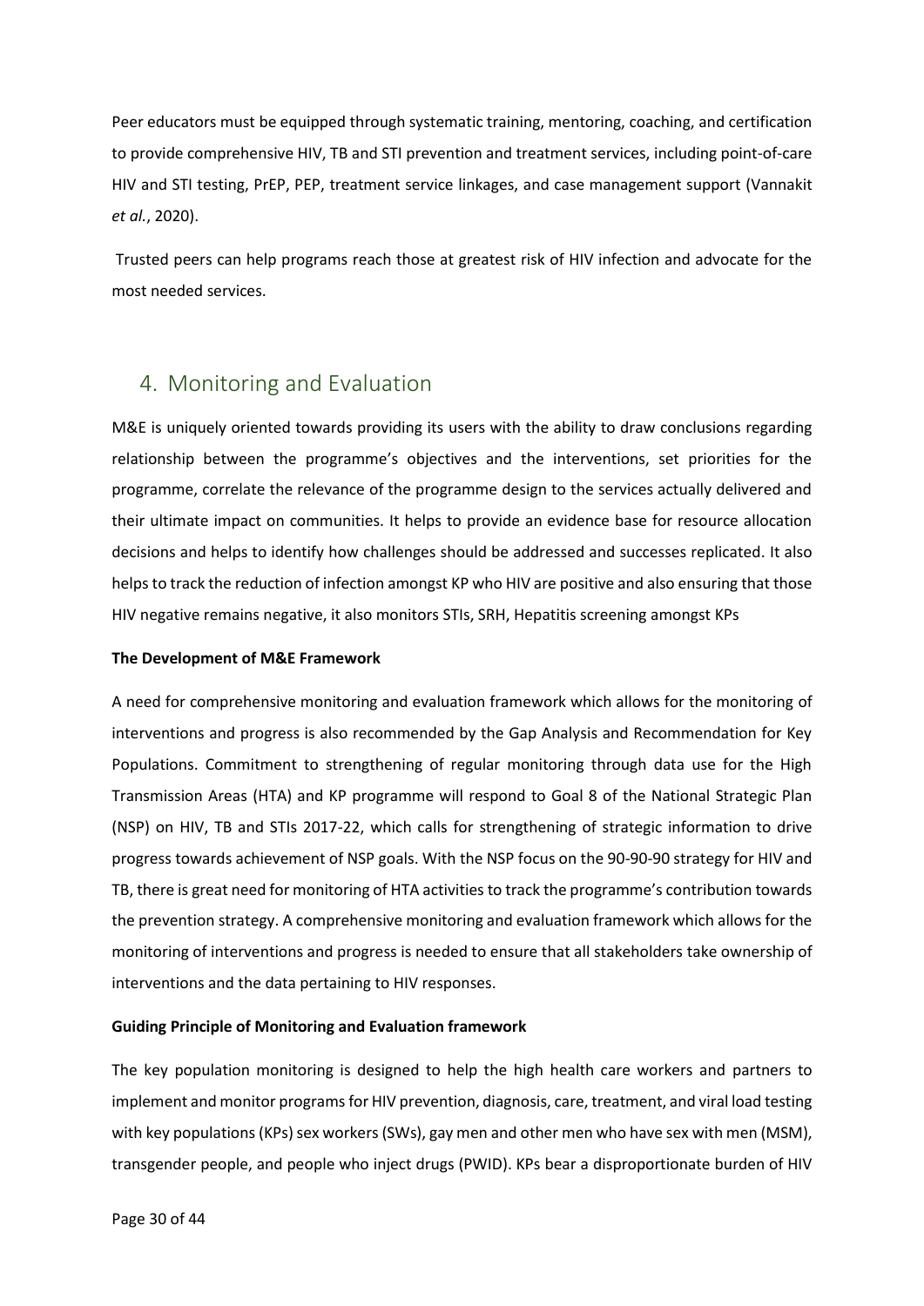Peer educators must be equipped through systematic training, mentoring, coaching, and certification to provide comprehensive HIV, TB and STI prevention and treatment services, including point-of-care HIV and STI testing, PrEP, PEP, treatment service linkages, and case management support (Vannakit *et al.*, 2020).

Trusted peers can help programs reach those at greatest risk of HIV infection and advocate for the most needed services.

## 4. Monitoring and Evaluation

M&E is uniquely oriented towards providing its users with the ability to draw conclusions regarding relationship between the programme's objectives and the interventions, set priorities for the programme, correlate the relevance of the programme design to the services actually delivered and their ultimate impact on communities. It helps to provide an evidence base for resource allocation decisions and helps to identify how challenges should be addressed and successes replicated. It also helps to track the reduction of infection amongst KP who HIV are positive and also ensuring that those HIV negative remains negative, it also monitors STIs, SRH, Hepatitis screening amongst KPs

**The Development of M&E Framework**

A need for comprehensive monitoring and evaluation framework which allows for the monitoring of interventions and progress is also recommended by the Gap Analysis and Recommendation for Key Populations. Commitment to strengthening of regular monitoring through data use for the High Transmission Areas (HTA) and KP programme will respond to Goal 8 of the National Strategic Plan (NSP) on HIV, TB and STIs 2017-22, which calls for strengthening of strategic information to drive progress towards achievement of NSP goals. With the NSP focus on the 90-90-90 strategy for HIV and TB, there is great need for monitoring of HTA activities to track the programme's contribution towards the prevention strategy. A comprehensive monitoring and evaluation framework which allows for the monitoring of interventions and progress is needed to ensure that all stakeholders take ownership of interventions and the data pertaining to HIV responses.

**Guiding Principle of Monitoring and Evaluation framework**

The key population monitoring is designed to help the high health care workers and partners to implement and monitor programs for HIV prevention, diagnosis, care, treatment, and viral load testing with key populations (KPs) sex workers (SWs), gay men and other men who have sex with men (MSM), transgender people, and people who inject drugs (PWID). KPs bear a disproportionate burden of HIV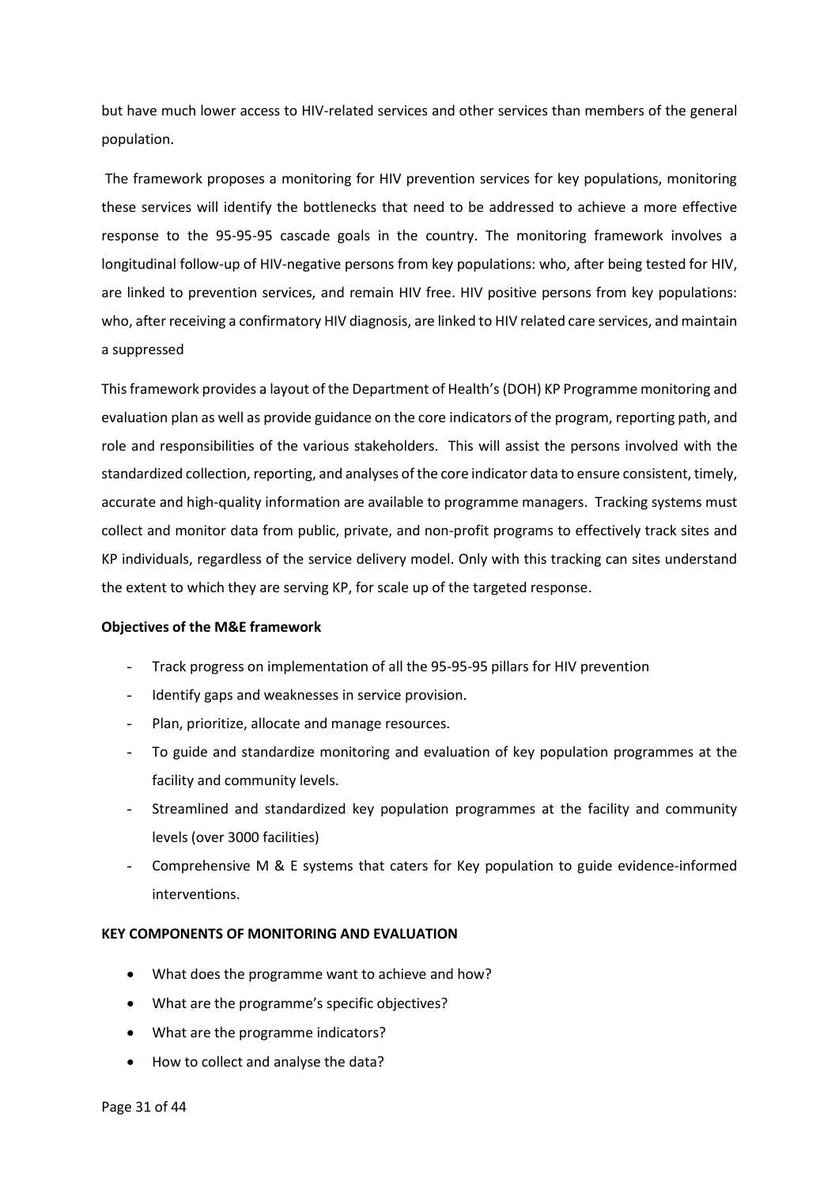but have much lower access to HIV-related services and other services than members of the general population.

The framework proposes a monitoring for HIV prevention services for key populations, monitoring these services will identify the bottlenecks that need to be addressed to achieve a more effective response to the 95-95-95 cascade goals in the country. The monitoring framework involves a longitudinal follow-up of HIV-negative persons from key populations: who, after being tested for HIV, are linked to prevention services, and remain HIV free. HIV positive persons from key populations: who, after receiving a confirmatory HIV diagnosis, are linked to HIV related care services, and maintain a suppressed

This framework provides a layout of the Department of Health's (DOH) KP Programme monitoring and evaluation plan as well as provide guidance on the core indicators of the program, reporting path, and role and responsibilities of the various stakeholders. This will assist the persons involved with the standardized collection, reporting, and analyses of the core indicator data to ensure consistent, timely, accurate and high-quality information are available to programme managers. Tracking systems must collect and monitor data from public, private, and non-profit programs to effectively track sites and KP individuals, regardless of the service delivery model. Only with this tracking can sites understand the extent to which they are serving KP, for scale up of the targeted response.

**Objectives of the M&E framework**

- Track progress on implementation of all the 95-95-95 pillars for HIV prevention
- Identify gaps and weaknesses in service provision.
- Plan, prioritize, allocate and manage resources.
- To guide and standardize monitoring and evaluation of key population programmes at the facility and community levels.
- Streamlined and standardized key population programmes at the facility and community levels (over 3000 facilities)
- Comprehensive M & E systems that caters for Key population to guide evidence-informed interventions.

**KEY COMPONENTS OF MONITORING AND EVALUATION**

- What does the programme want to achieve and how?
- What are the programme's specific objectives?
- What are the programme indicators?
- How to collect and analyse the data?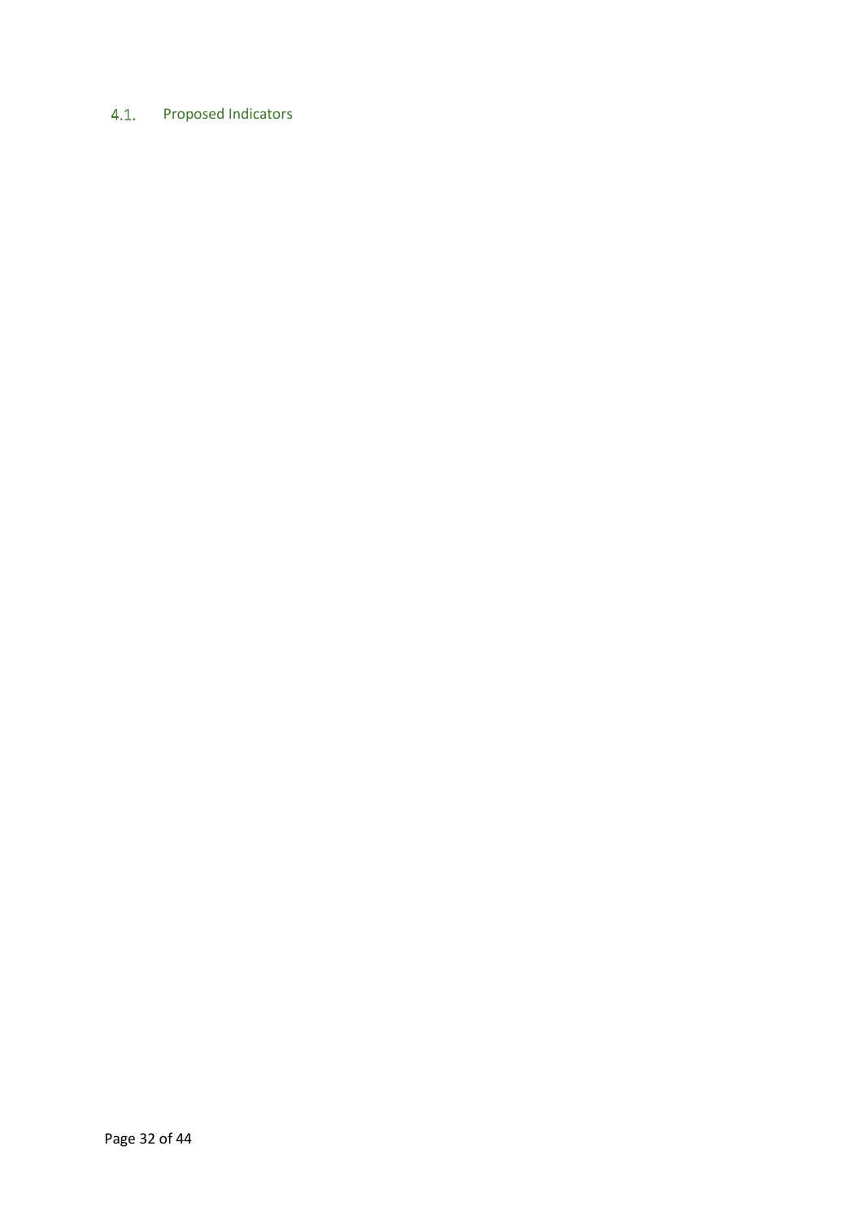## 4.1. Proposed Indicators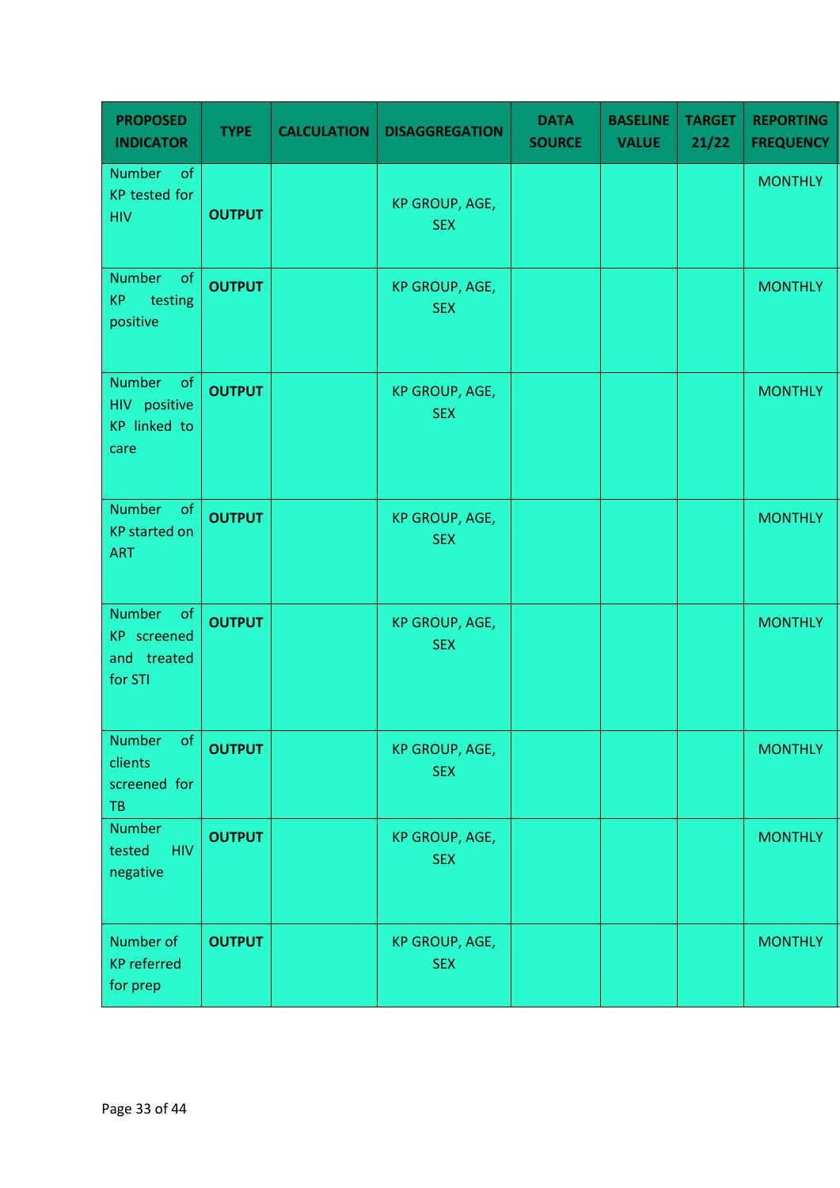| PROPOSED INDICATOR | TYPE | CALCULATION | DISAGGREGATION | DATA SOURCE | BASELINE VALUE | TARGET 21/22 | REPORTING FREQUENCY |
|---|---|---|---|---|---|---|---|
| Number of KP tested for HIV | OUTPUT | | KP GROUP, AGE, SEX | | | | MONTHLY |
| Number of KP testing positive | OUTPUT | | KP GROUP, AGE, SEX | | | | MONTHLY |
| Number of HIV positive KP linked to care | OUTPUT | | KP GROUP, AGE, SEX | | | | MONTHLY |
| Number of KP started on ART | OUTPUT | | KP GROUP, AGE, SEX | | | | MONTHLY |
| Number of KP screened and treated for STI | OUTPUT | | KP GROUP, AGE, SEX | | | | MONTHLY |
| Number of clients screened for TB | OUTPUT | | KP GROUP, AGE, SEX | | | | MONTHLY |
| Number tested HIV negative | OUTPUT | | KP GROUP, AGE, SEX | | | | MONTHLY |
| Number of KP referred for prep | OUTPUT | | KP GROUP, AGE, SEX | | | | MONTHLY |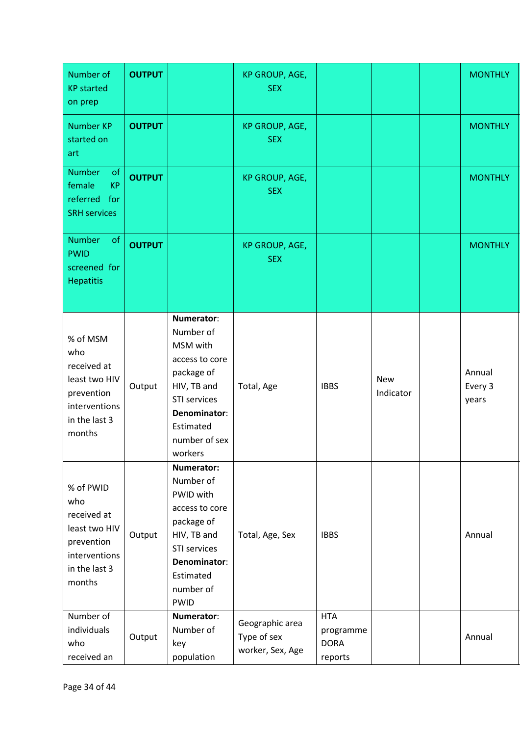| Number of KP started on prep | **OUTPUT** | | KP GROUP, AGE, SEX | | | | MONTHLY |
|---|---|---|---|---|---|---|---|
| Number KP started on art | **OUTPUT** | | KP GROUP, AGE, SEX | | | | MONTHLY |
| Number of female KP referred for SRH services | **OUTPUT** | | KP GROUP, AGE, SEX | | | | MONTHLY |
| Number of PWID screened for Hepatitis | **OUTPUT** | | KP GROUP, AGE, SEX | | | | MONTHLY |
| % of MSM who received at least two HIV prevention interventions in the last 3 months | Output | **Numerator**: Number of MSM with access to core package of HIV, TB and STI services **Denominator**: Estimated number of sex workers | Total, Age | IBBS | New Indicator | | Annual Every 3 years |
| % of PWID who received at least two HIV prevention interventions in the last 3 months | Output | **Numerator:** Number of PWID with access to core package of HIV, TB and STI services **Denominator**: Estimated number of PWID | Total, Age, Sex | IBBS | | | Annual |
| Number of individuals who received an | Output | **Numerator**: Number of key population | Geographic area Type of sex worker, Sex, Age | HTA programme DORA reports | | | Annual |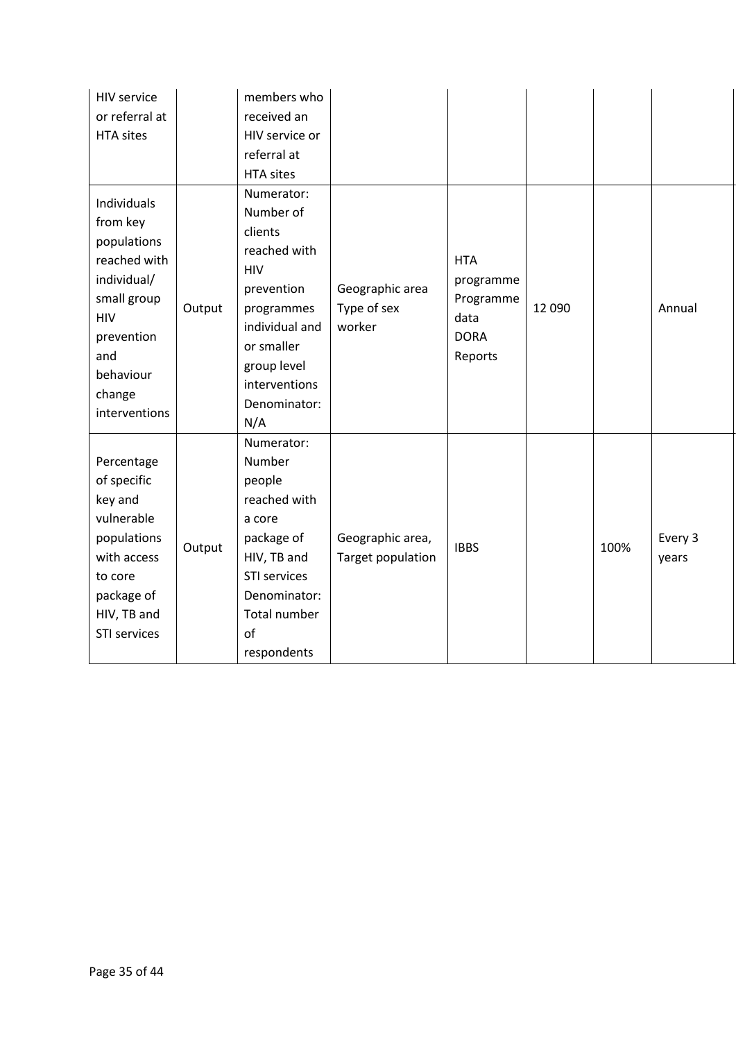| | | | | | | | |
|---|---|---|---|---|---|---|---|
| HIV service or referral at HTA sites | | members who received an HIV service or referral at HTA sites | | | | | |
| Individuals from key populations reached with individual/ small group HIV prevention and behaviour change interventions | Output | Numerator: Number of clients reached with HIV prevention programmes individual and or smaller group level interventions Denominator: N/A | Geographic area Type of sex worker | HTA programme Programme data DORA Reports | 12 090 | | Annual |
| Percentage of specific key and vulnerable populations with access to core package of HIV, TB and STI services | Output | Numerator: Number people reached with a core package of HIV, TB and STI services Denominator: Total number of respondents | Geographic area, Target population | IBBS | | 100% | Every 3 years |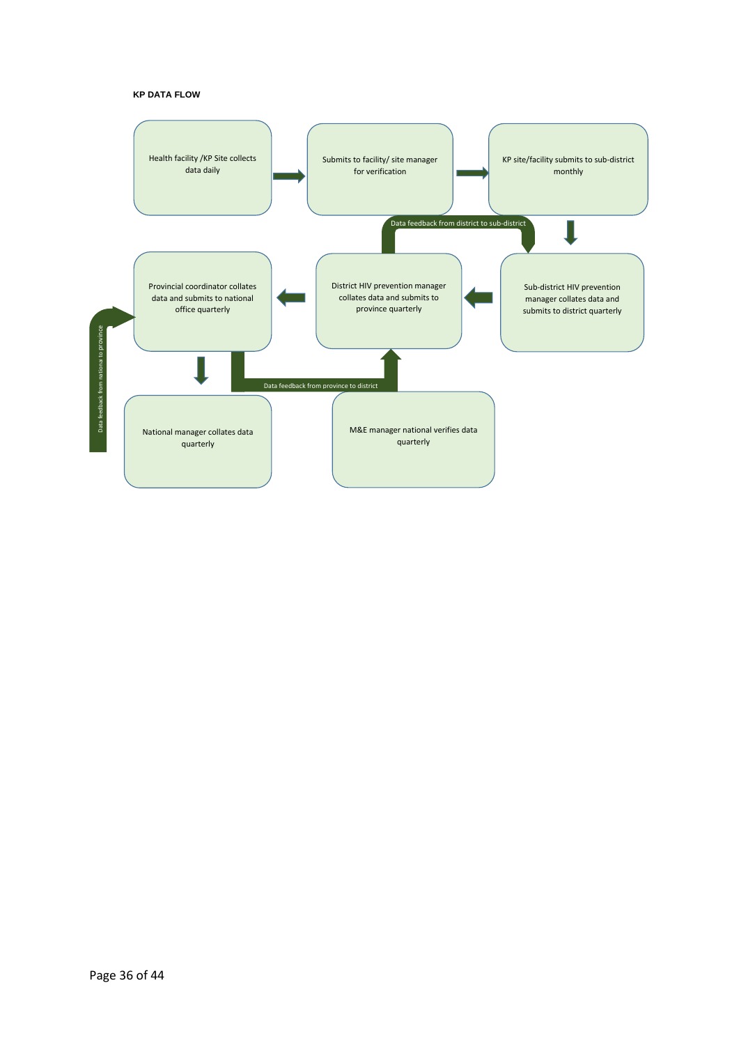**KP DATA FLOW**

Health facility /KP Site collects data daily

Submits to facility/ site manager for verification

KP site/facility submits to sub-district monthly

Data feedback from district to sub-district

Provincial coordinator collates data and submits to national office quarterly

District HIV prevention manager collates data and submits to province quarterly

Sub-district HIV prevention manager collates data and submits to district quarterly

Data feedback from nationa to province

Data feedback from province to district

National manager collates data quarterly

M&E manager national verifies data quarterly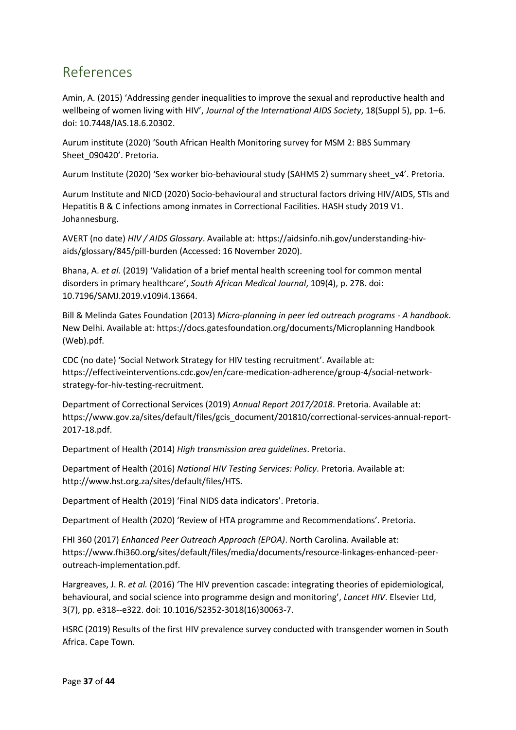# References

Amin, A. (2015) 'Addressing gender inequalities to improve the sexual and reproductive health and wellbeing of women living with HIV', *Journal of the International AIDS Society*, 18(Suppl 5), pp. 1–6. doi: 10.7448/IAS.18.6.20302.

Aurum institute (2020) 'South African Health Monitoring survey for MSM 2: BBS Summary Sheet_090420'. Pretoria.

Aurum Institute (2020) 'Sex worker bio-behavioural study (SAHMS 2) summary sheet_v4'. Pretoria.

Aurum Institute and NICD (2020) Socio-behavioural and structural factors driving HIV/AIDS, STIs and Hepatitis B & C infections among inmates in Correctional Facilities. HASH study 2019 V1. Johannesburg.

AVERT (no date) *HIV / AIDS Glossary*. Available at: https://aidsinfo.nih.gov/understanding-hiv-aids/glossary/845/pill-burden (Accessed: 16 November 2020).

Bhana, A. *et al.* (2019) 'Validation of a brief mental health screening tool for common mental disorders in primary healthcare', *South African Medical Journal*, 109(4), p. 278. doi: 10.7196/SAMJ.2019.v109i4.13664.

Bill & Melinda Gates Foundation (2013) *Micro-planning in peer led outreach programs - A handbook*. New Delhi. Available at: https://docs.gatesfoundation.org/documents/Microplanning Handbook (Web).pdf.

CDC (no date) 'Social Network Strategy for HIV testing recruitment'. Available at: https://effectiveinterventions.cdc.gov/en/care-medication-adherence/group-4/social-network-strategy-for-hiv-testing-recruitment.

Department of Correctional Services (2019) *Annual Report 2017/2018*. Pretoria. Available at: https://www.gov.za/sites/default/files/gcis_document/201810/correctional-services-annual-report-2017-18.pdf.

Department of Health (2014) *High transmission area guidelines*. Pretoria.

Department of Health (2016) *National HIV Testing Services: Policy*. Pretoria. Available at: http://www.hst.org.za/sites/default/files/HTS.

Department of Health (2019) 'Final NIDS data indicators'. Pretoria.

Department of Health (2020) 'Review of HTA programme and Recommendations'. Pretoria.

FHI 360 (2017) *Enhanced Peer Outreach Approach (EPOA)*. North Carolina. Available at: https://www.fhi360.org/sites/default/files/media/documents/resource-linkages-enhanced-peer-outreach-implementation.pdf.

Hargreaves, J. R. *et al.* (2016) 'The HIV prevention cascade: integrating theories of epidemiological, behavioural, and social science into programme design and monitoring', *Lancet HIV*. Elsevier Ltd, 3(7), pp. e318--e322. doi: 10.1016/S2352-3018(16)30063-7.

HSRC (2019) Results of the first HIV prevalence survey conducted with transgender women in South Africa. Cape Town.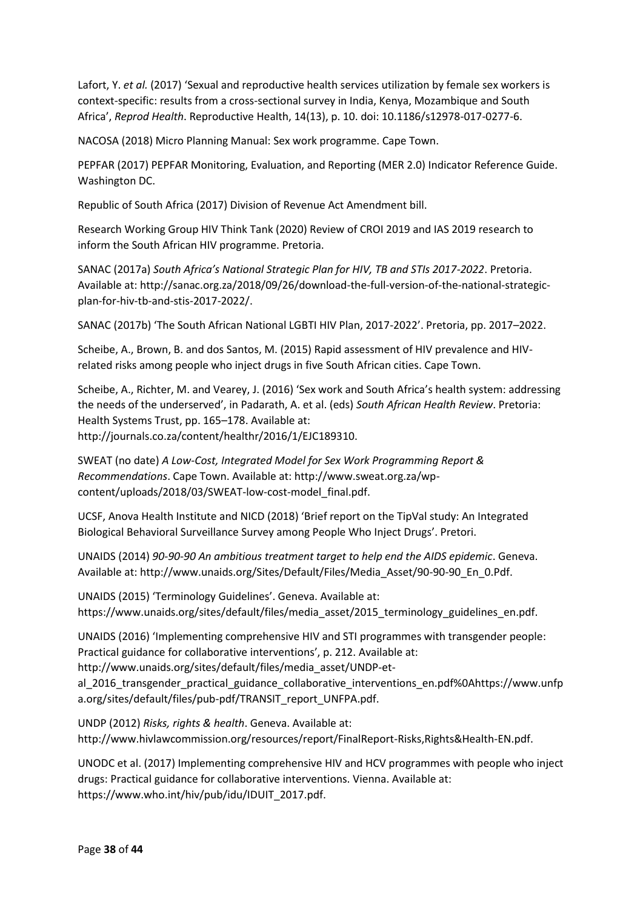Lafort, Y. *et al.* (2017) 'Sexual and reproductive health services utilization by female sex workers is context-specific: results from a cross-sectional survey in India, Kenya, Mozambique and South Africa', *Reprod Health*. Reproductive Health, 14(13), p. 10. doi: 10.1186/s12978-017-0277-6.

NACOSA (2018) Micro Planning Manual: Sex work programme. Cape Town.

PEPFAR (2017) PEPFAR Monitoring, Evaluation, and Reporting (MER 2.0) Indicator Reference Guide. Washington DC.

Republic of South Africa (2017) Division of Revenue Act Amendment bill.

Research Working Group HIV Think Tank (2020) Review of CROI 2019 and IAS 2019 research to inform the South African HIV programme. Pretoria.

SANAC (2017a) *South Africa's National Strategic Plan for HIV, TB and STIs 2017-2022*. Pretoria. Available at: http://sanac.org.za/2018/09/26/download-the-full-version-of-the-national-strategic-plan-for-hiv-tb-and-stis-2017-2022/.

SANAC (2017b) 'The South African National LGBTI HIV Plan, 2017-2022'. Pretoria, pp. 2017–2022.

Scheibe, A., Brown, B. and dos Santos, M. (2015) Rapid assessment of HIV prevalence and HIV-related risks among people who inject drugs in five South African cities. Cape Town.

Scheibe, A., Richter, M. and Vearey, J. (2016) 'Sex work and South Africa's health system: addressing the needs of the underserved', in Padarath, A. et al. (eds) *South African Health Review*. Pretoria: Health Systems Trust, pp. 165–178. Available at: http://journals.co.za/content/healthr/2016/1/EJC189310.

SWEAT (no date) *A Low-Cost, Integrated Model for Sex Work Programming Report & Recommendations*. Cape Town. Available at: http://www.sweat.org.za/wp-content/uploads/2018/03/SWEAT-low-cost-model_final.pdf.

UCSF, Anova Health Institute and NICD (2018) 'Brief report on the TipVal study: An Integrated Biological Behavioral Surveillance Survey among People Who Inject Drugs'. Pretori.

UNAIDS (2014) *90-90-90 An ambitious treatment target to help end the AIDS epidemic*. Geneva. Available at: http://www.unaids.org/Sites/Default/Files/Media_Asset/90-90-90_En_0.Pdf.

UNAIDS (2015) 'Terminology Guidelines'. Geneva. Available at: https://www.unaids.org/sites/default/files/media_asset/2015_terminology_guidelines_en.pdf.

UNAIDS (2016) 'Implementing comprehensive HIV and STI programmes with transgender people: Practical guidance for collaborative interventions', p. 212. Available at: http://www.unaids.org/sites/default/files/media_asset/UNDP-et-al_2016_transgender_practical_guidance_collaborative_interventions_en.pdf%0Ahttps://www.unfpa.org/sites/default/files/pub-pdf/TRANSIT_report_UNFPA.pdf.

UNDP (2012) *Risks, rights & health*. Geneva. Available at: http://www.hivlawcommission.org/resources/report/FinalReport-Risks,Rights&Health-EN.pdf.

UNODC et al. (2017) Implementing comprehensive HIV and HCV programmes with people who inject drugs: Practical guidance for collaborative interventions. Vienna. Available at: https://www.who.int/hiv/pub/idu/IDUIT_2017.pdf.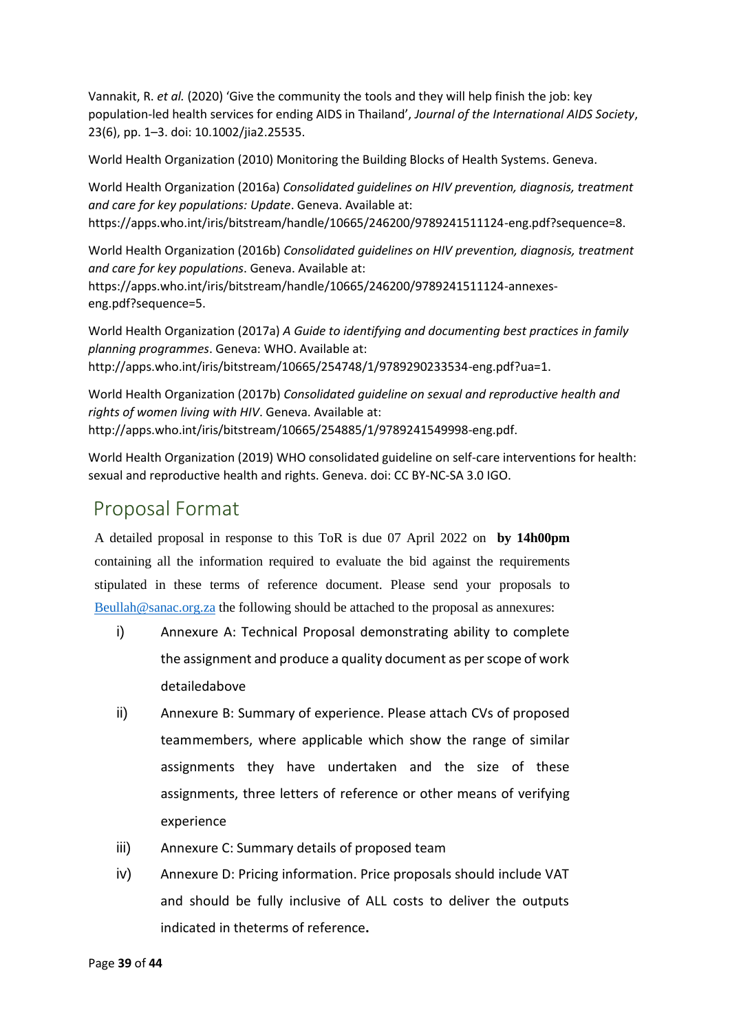Vannakit, R. *et al.* (2020) 'Give the community the tools and they will help finish the job: key population-led health services for ending AIDS in Thailand', *Journal of the International AIDS Society*, 23(6), pp. 1–3. doi: 10.1002/jia2.25535.

World Health Organization (2010) Monitoring the Building Blocks of Health Systems. Geneva.

World Health Organization (2016a) *Consolidated guidelines on HIV prevention, diagnosis, treatment and care for key populations: Update*. Geneva. Available at: https://apps.who.int/iris/bitstream/handle/10665/246200/9789241511124-eng.pdf?sequence=8.

World Health Organization (2016b) *Consolidated guidelines on HIV prevention, diagnosis, treatment and care for key populations*. Geneva. Available at: https://apps.who.int/iris/bitstream/handle/10665/246200/9789241511124-annexes-eng.pdf?sequence=5.

World Health Organization (2017a) *A Guide to identifying and documenting best practices in family planning programmes*. Geneva: WHO. Available at: http://apps.who.int/iris/bitstream/10665/254748/1/9789290233534-eng.pdf?ua=1.

World Health Organization (2017b) *Consolidated guideline on sexual and reproductive health and rights of women living with HIV*. Geneva. Available at: http://apps.who.int/iris/bitstream/10665/254885/1/9789241549998-eng.pdf.

World Health Organization (2019) WHO consolidated guideline on self-care interventions for health: sexual and reproductive health and rights. Geneva. doi: CC BY-NC-SA 3.0 IGO.

## Proposal Format

A detailed proposal in response to this ToR is due 07 April 2022 on **by 14h00pm** containing all the information required to evaluate the bid against the requirements stipulated in these terms of reference document. Please send your proposals to Beullah@sanac.org.za the following should be attached to the proposal as annexures:

i) Annexure A: Technical Proposal demonstrating ability to complete the assignment and produce a quality document as per scope of work detailedabove

ii) Annexure B: Summary of experience. Please attach CVs of proposed teammembers, where applicable which show the range of similar assignments they have undertaken and the size of these assignments, three letters of reference or other means of verifying experience

iii) Annexure C: Summary details of proposed team

iv) Annexure D: Pricing information. Price proposals should include VAT and should be fully inclusive of ALL costs to deliver the outputs indicated in theterms of reference**.**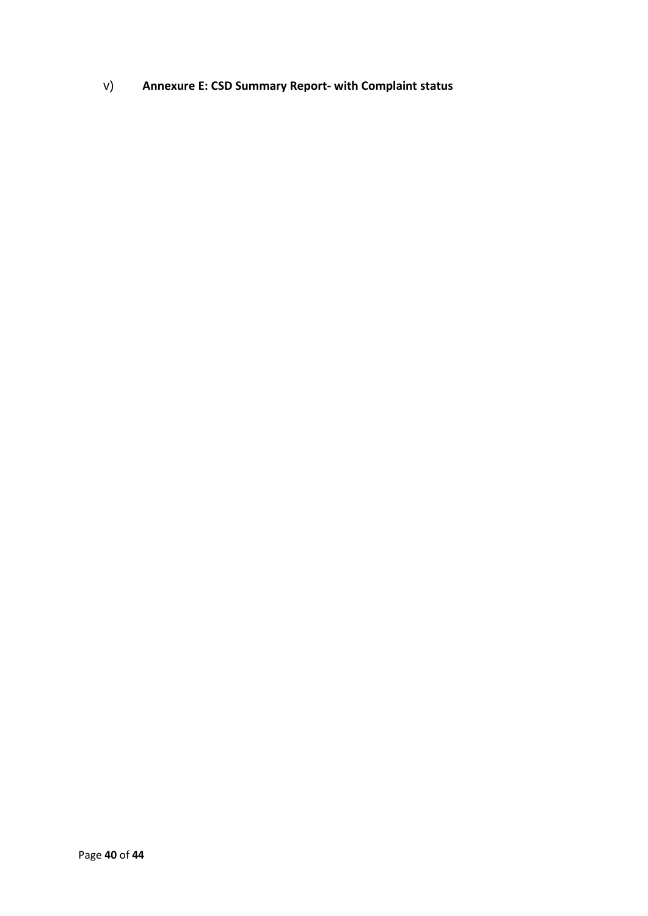v) **Annexure E: CSD Summary Report- with Complaint status**